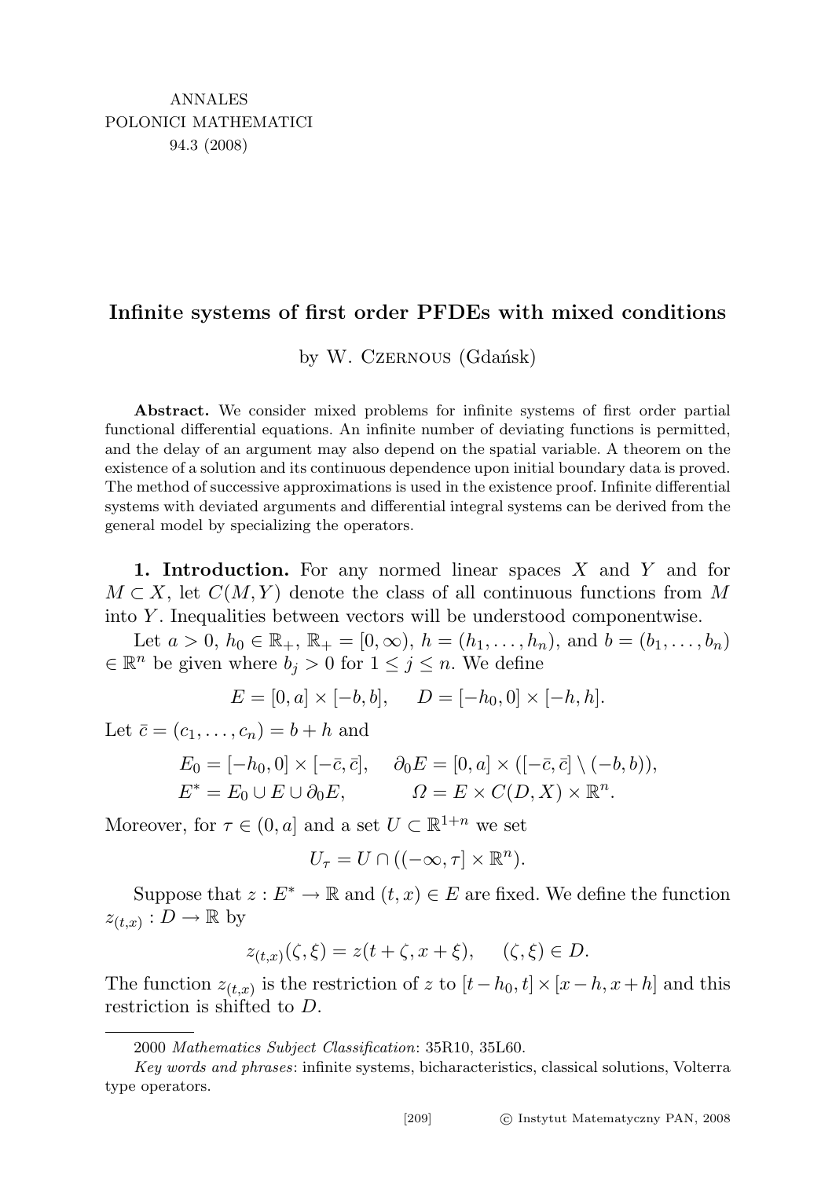# Infinite systems of first order PFDEs with mixed conditions

by W. Czernous (Gdańsk)

**Abstract.** We consider mixed problems for infinite systems of first order partial functional differential equations. An infinite number of deviating functions is permitted, and the delay of an argument may also depend on the spatial variable. A theorem on the existence of a solution and its continuous dependence upon initial boundary data is proved. The method of successive approximations is used in the existence proof. Infinite differential systems with deviated arguments and differential integral systems can be derived from the general model by specializing the operators.

**1. Introduction.** For any normed linear spaces $X$ and $Y$ and for $M \subset X$, let $C(M, Y)$ denote the class of all continuous functions from $M$ into $Y$. Inequalities between vectors will be understood componentwise.

Let $a > 0$, $h_0 \in \mathbb{R}_+$, $\mathbb{R}_+ = [0, \infty)$, $h = (h_1, \ldots, h_n)$, and $b = (b_1, \ldots, b_n) \in \mathbb{R}^n$ be given where $b_j > 0$ for $1 \le j \le n$. We define

$$E = [0, a] \times [-b, b], \qquad D = [-h_0, 0] \times [-h, h].$$

Let $\bar{c} = (c_1, \ldots, c_n) = b + h$ and

$$E_0 = [-h_0, 0] \times [-\bar{c}, \bar{c}], \qquad \partial_0 E = [0, a] \times ([-\bar{c}, \bar{c}] \setminus (-b, b)),$$
$$E^* = E_0 \cup E \cup \partial_0 E, \qquad \Omega = E \times C(D, X) \times \mathbb{R}^n.$$

Moreover, for $\tau \in (0, a]$ and a set $U \subset \mathbb{R}^{1+n}$ we set

$$U_\tau = U \cap ((-\infty, \tau] \times \mathbb{R}^n).$$

Suppose that $z : E^* \to \mathbb{R}$ and $(t, x) \in E$ are fixed. We define the function $z_{(t,x)} : D \to \mathbb{R}$ by

$$z_{(t,x)}(\zeta, \xi) = z(t + \zeta, x + \xi), \qquad (\zeta, \xi) \in D.$$

The function $z_{(t,x)}$ is the restriction of $z$ to $[t - h_0, t] \times [x - h, x + h]$ and this restriction is shifted to $D$.

---

2000 *Mathematics Subject Classification*: 35R10, 35L60.

*Key words and phrases*: infinite systems, bicharacteristics, classical solutions, Volterra type operators.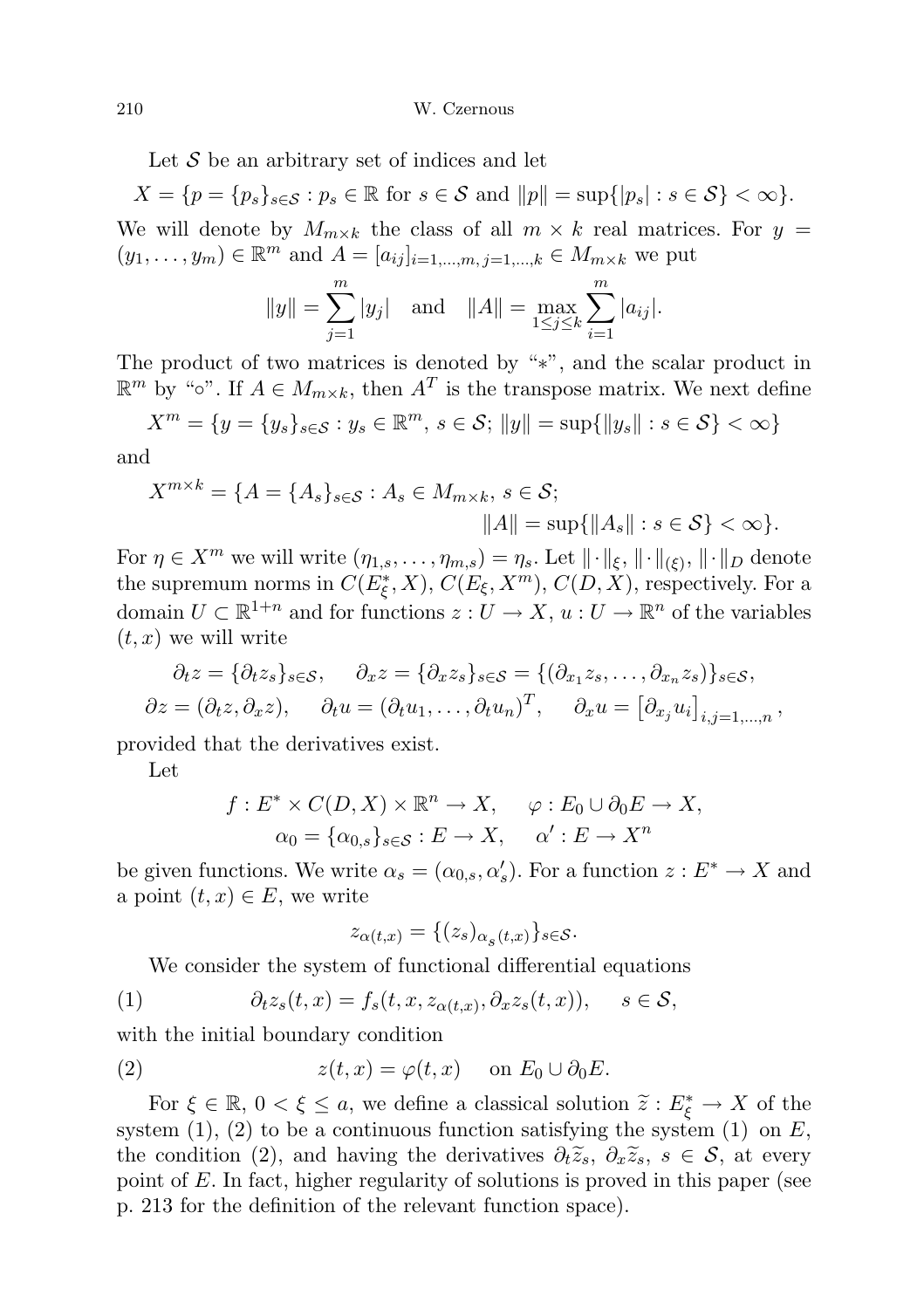Let $\mathcal{S}$ be an arbitrary set of indices and let

$$X = \{p = \{p_s\}_{s\in\mathcal{S}} : p_s \in \mathbb{R} \text{ for } s \in \mathcal{S} \text{ and } \|p\| = \sup\{|p_s| : s \in \mathcal{S}\} < \infty\}.$$

We will denote by $M_{m\times k}$ the class of all $m \times k$ real matrices. For $y = (y_1, \ldots, y_m) \in \mathbb{R}^m$ and $A = [a_{ij}]_{i=1,\ldots,m,\, j=1,\ldots,k} \in M_{m\times k}$ we put

$$\|y\| = \sum_{j=1}^{m} |y_j| \quad \text{and} \quad \|A\| = \max_{1\le j\le k} \sum_{i=1}^{m} |a_{ij}|.$$

The product of two matrices is denoted by "$*$", and the scalar product in $\mathbb{R}^m$ by "$\circ$". If $A \in M_{m\times k}$, then $A^T$ is the transpose matrix. We next define

$$X^m = \{y = \{y_s\}_{s\in\mathcal{S}} : y_s \in \mathbb{R}^m,\ s \in \mathcal{S};\ \|y\| = \sup\{\|y_s\| : s \in \mathcal{S}\} < \infty\}$$

and

$$X^{m\times k} = \{A = \{A_s\}_{s\in\mathcal{S}} : A_s \in M_{m\times k},\ s \in \mathcal{S};\ \|A\| = \sup\{\|A_s\| : s \in \mathcal{S}\} < \infty\}.$$

For $\eta \in X^m$ we will write $(\eta_{1,s}, \ldots, \eta_{m,s}) = \eta_s$. Let $\|\cdot\|_\xi$, $\|\cdot\|_{(\xi)}$, $\|\cdot\|_D$ denote the supremum norms in $C(E^*_\xi, X)$, $C(E_\xi, X^m)$, $C(D, X)$, respectively. For a domain $U \subset \mathbb{R}^{1+n}$ and for functions $z : U \to X$, $u : U \to \mathbb{R}^n$ of the variables $(t, x)$ we will write

$$\partial_t z = \{\partial_t z_s\}_{s\in\mathcal{S}}, \qquad \partial_x z = \{\partial_x z_s\}_{s\in\mathcal{S}} = \{(\partial_{x_1} z_s, \ldots, \partial_{x_n} z_s)\}_{s\in\mathcal{S}},$$

$$\partial z = (\partial_t z, \partial_x z), \qquad \partial_t u = (\partial_t u_1, \ldots, \partial_t u_n)^T, \qquad \partial_x u = \left[\partial_{x_j} u_i\right]_{i,j=1,\ldots,n},$$

provided that the derivatives exist.

Let

$$f : E^* \times C(D, X) \times \mathbb{R}^n \to X, \qquad \varphi : E_0 \cup \partial_0 E \to X,$$
$$\alpha_0 = \{\alpha_{0,s}\}_{s\in\mathcal{S}} : E \to X, \qquad \alpha' : E \to X^n$$

be given functions. We write $\alpha_s = (\alpha_{0,s}, \alpha'_s)$. For a function $z : E^* \to X$ and a point $(t, x) \in E$, we write

$$z_{\alpha(t,x)} = \{(z_s)_{\alpha_s(t,x)}\}_{s\in\mathcal{S}}.$$

We consider the system of functional differential equations

$$\partial_t z_s(t, x) = f_s(t, x, z_{\alpha(t,x)}, \partial_x z_s(t, x)), \qquad s \in \mathcal{S}, \tag{1}$$

with the initial boundary condition

$$z(t, x) = \varphi(t, x) \quad \text{on } E_0 \cup \partial_0 E. \tag{2}$$

For $\xi \in \mathbb{R}$, $0 < \xi \le a$, we define a classical solution $\widetilde{z} : E^*_\xi \to X$ of the system (1), (2) to be a continuous function satisfying the system (1) on $E$, the condition (2), and having the derivatives $\partial_t \widetilde{z}_s$, $\partial_x \widetilde{z}_s$, $s \in \mathcal{S}$, at every point of $E$. In fact, higher regularity of solutions is proved in this paper (see p. 213 for the definition of the relevant function space).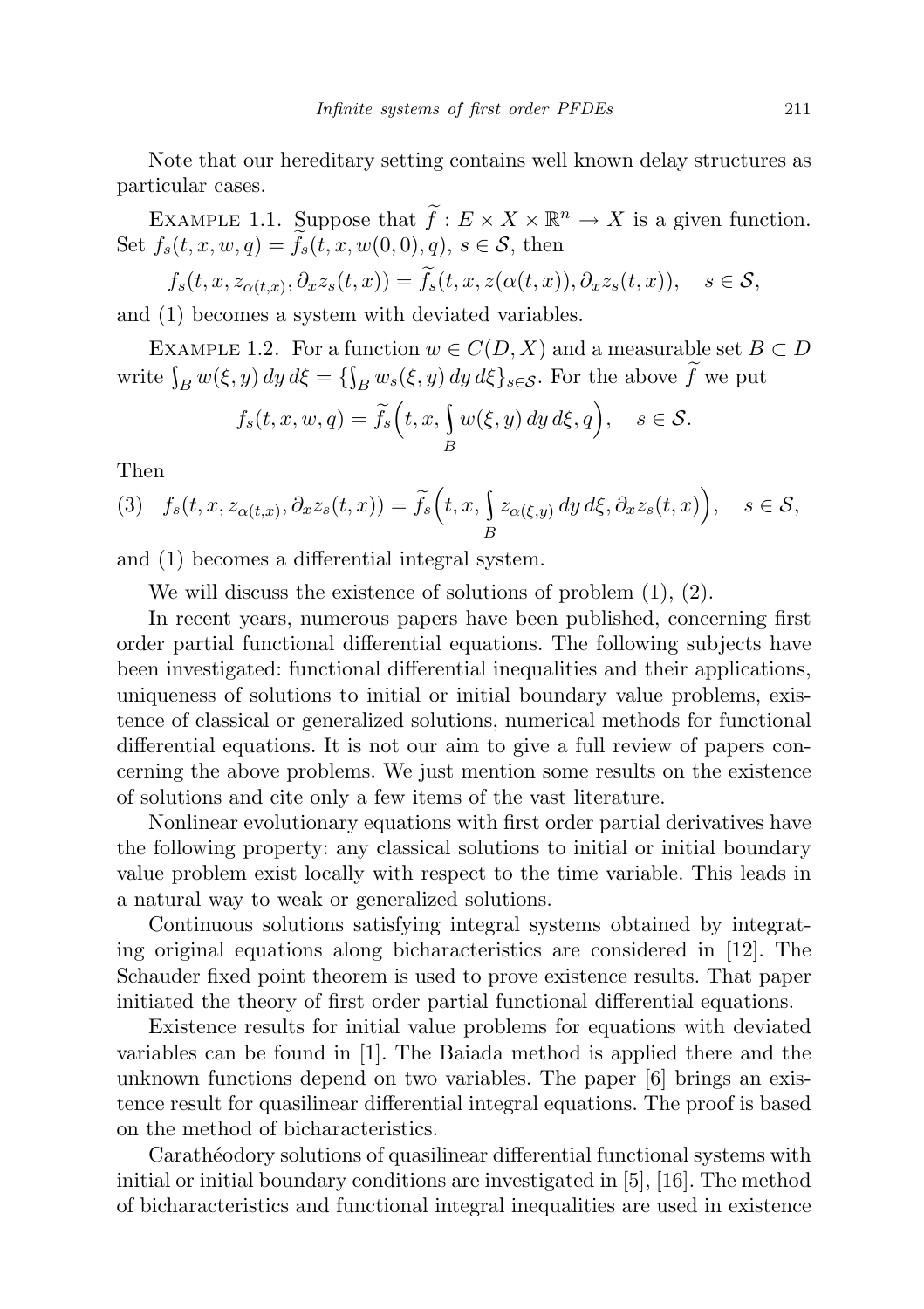Note that our hereditary setting contains well known delay structures as particular cases.

Example 1.1. Suppose that $\widetilde{f} : E \times X \times \mathbb{R}^n \to X$ is a given function. Set $f_s(t, x, w, q) = \widetilde{f}_s(t, x, w(0, 0), q)$, $s \in \mathcal{S}$, then

$$f_s(t, x, z_{\alpha(t,x)}, \partial_x z_s(t, x)) = \widetilde{f}_s(t, x, z(\alpha(t, x)), \partial_x z_s(t, x)), \quad s \in \mathcal{S},$$

and (1) becomes a system with deviated variables.

Example 1.2. For a function $w \in C(D, X)$ and a measurable set $B \subset D$ write $\int_B w(\xi, y)\, dy\, d\xi = \{\int_B w_s(\xi, y)\, dy\, d\xi\}_{s \in \mathcal{S}}$. For the above $\widetilde{f}$ we put

$$f_s(t, x, w, q) = \widetilde{f}_s\Big(t, x, \int_B w(\xi, y)\, dy\, d\xi, q\Big), \quad s \in \mathcal{S}.$$

Then

$$f_s(t, x, z_{\alpha(t,x)}, \partial_x z_s(t, x)) = \widetilde{f}_s\Big(t, x, \int_B z_{\alpha(\xi,y)}\, dy\, d\xi, \partial_x z_s(t, x)\Big), \quad s \in \mathcal{S}, \tag{3}$$

and (1) becomes a differential integral system.

We will discuss the existence of solutions of problem (1), (2).

In recent years, numerous papers have been published, concerning first order partial functional differential equations. The following subjects have been investigated: functional differential inequalities and their applications, uniqueness of solutions to initial or initial boundary value problems, existence of classical or generalized solutions, numerical methods for functional differential equations. It is not our aim to give a full review of papers concerning the above problems. We just mention some results on the existence of solutions and cite only a few items of the vast literature.

Nonlinear evolutionary equations with first order partial derivatives have the following property: any classical solutions to initial or initial boundary value problem exist locally with respect to the time variable. This leads in a natural way to weak or generalized solutions.

Continuous solutions satisfying integral systems obtained by integrating original equations along bicharacteristics are considered in [12]. The Schauder fixed point theorem is used to prove existence results. That paper initiated the theory of first order partial functional differential equations.

Existence results for initial value problems for equations with deviated variables can be found in [1]. The Baiada method is applied there and the unknown functions depend on two variables. The paper [6] brings an existence result for quasilinear differential integral equations. The proof is based on the method of bicharacteristics.

Carathéodory solutions of quasilinear differential functional systems with initial or initial boundary conditions are investigated in [5], [16]. The method of bicharacteristics and functional integral inequalities are used in existence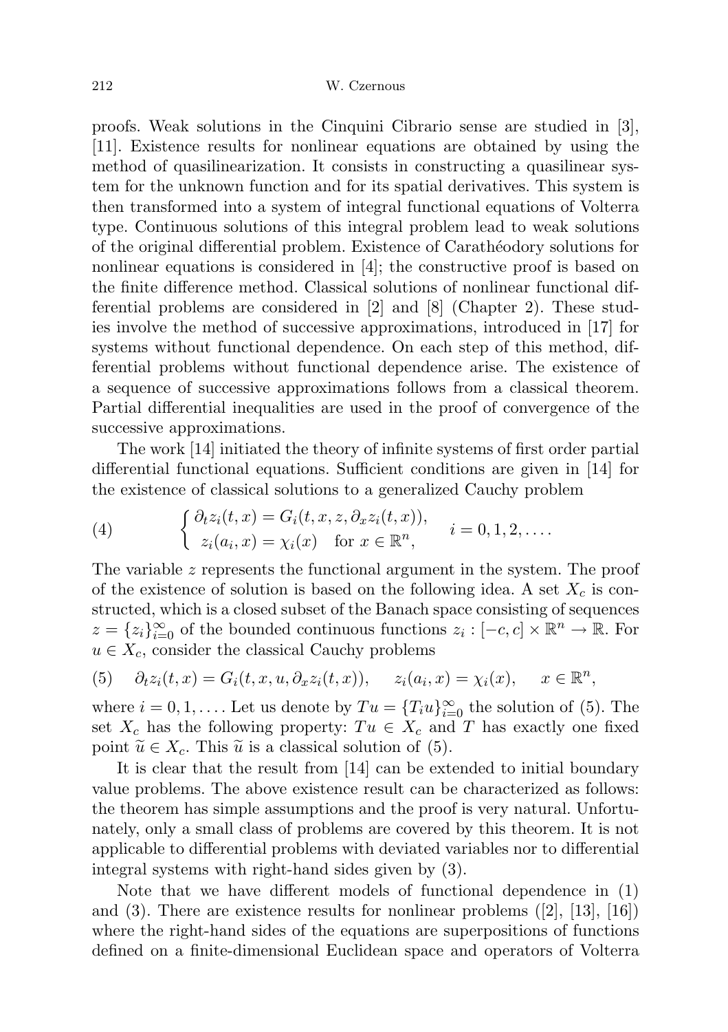proofs. Weak solutions in the Cinquini Cibrario sense are studied in [3], [11]. Existence results for nonlinear equations are obtained by using the method of quasilinearization. It consists in constructing a quasilinear system for the unknown function and for its spatial derivatives. This system is then transformed into a system of integral functional equations of Volterra type. Continuous solutions of this integral problem lead to weak solutions of the original differential problem. Existence of Carathéodory solutions for nonlinear equations is considered in [4]; the constructive proof is based on the finite difference method. Classical solutions of nonlinear functional differential problems are considered in [2] and [8] (Chapter 2). These studies involve the method of successive approximations, introduced in [17] for systems without functional dependence. On each step of this method, differential problems without functional dependence arise. The existence of a sequence of successive approximations follows from a classical theorem. Partial differential inequalities are used in the proof of convergence of the successive approximations.

The work [14] initiated the theory of infinite systems of first order partial differential functional equations. Sufficient conditions are given in [14] for the existence of classical solutions to a generalized Cauchy problem

$$
\begin{cases} \partial_t z_i(t,x) = G_i(t,x,z,\partial_x z_i(t,x)), \\ z_i(a_i,x) = \chi_i(x) \quad \text{for } x \in \mathbb{R}^n, \end{cases} \quad i = 0,1,2,\ldots. \tag{4}
$$

The variable $z$ represents the functional argument in the system. The proof of the existence of solution is based on the following idea. A set $X_c$ is constructed, which is a closed subset of the Banach space consisting of sequences $z = \{z_i\}_{i=0}^{\infty}$ of the bounded continuous functions $z_i : [-c,c] \times \mathbb{R}^n \to \mathbb{R}$. For $u \in X_c$, consider the classical Cauchy problems

$$
\partial_t z_i(t,x) = G_i(t,x,u,\partial_x z_i(t,x)), \quad z_i(a_i,x) = \chi_i(x), \quad x \in \mathbb{R}^n, \tag{5}
$$

where $i = 0,1,\ldots$. Let us denote by $Tu = \{T_i u\}_{i=0}^{\infty}$ the solution of (5). The set $X_c$ has the following property: $Tu \in X_c$ and $T$ has exactly one fixed point $\widetilde{u} \in X_c$. This $\widetilde{u}$ is a classical solution of (5).

It is clear that the result from [14] can be extended to initial boundary value problems. The above existence result can be characterized as follows: the theorem has simple assumptions and the proof is very natural. Unfortunately, only a small class of problems are covered by this theorem. It is not applicable to differential problems with deviated variables nor to differential integral systems with right-hand sides given by (3).

Note that we have different models of functional dependence in (1) and (3). There are existence results for nonlinear problems ([2], [13], [16]) where the right-hand sides of the equations are superpositions of functions defined on a finite-dimensional Euclidean space and operators of Volterra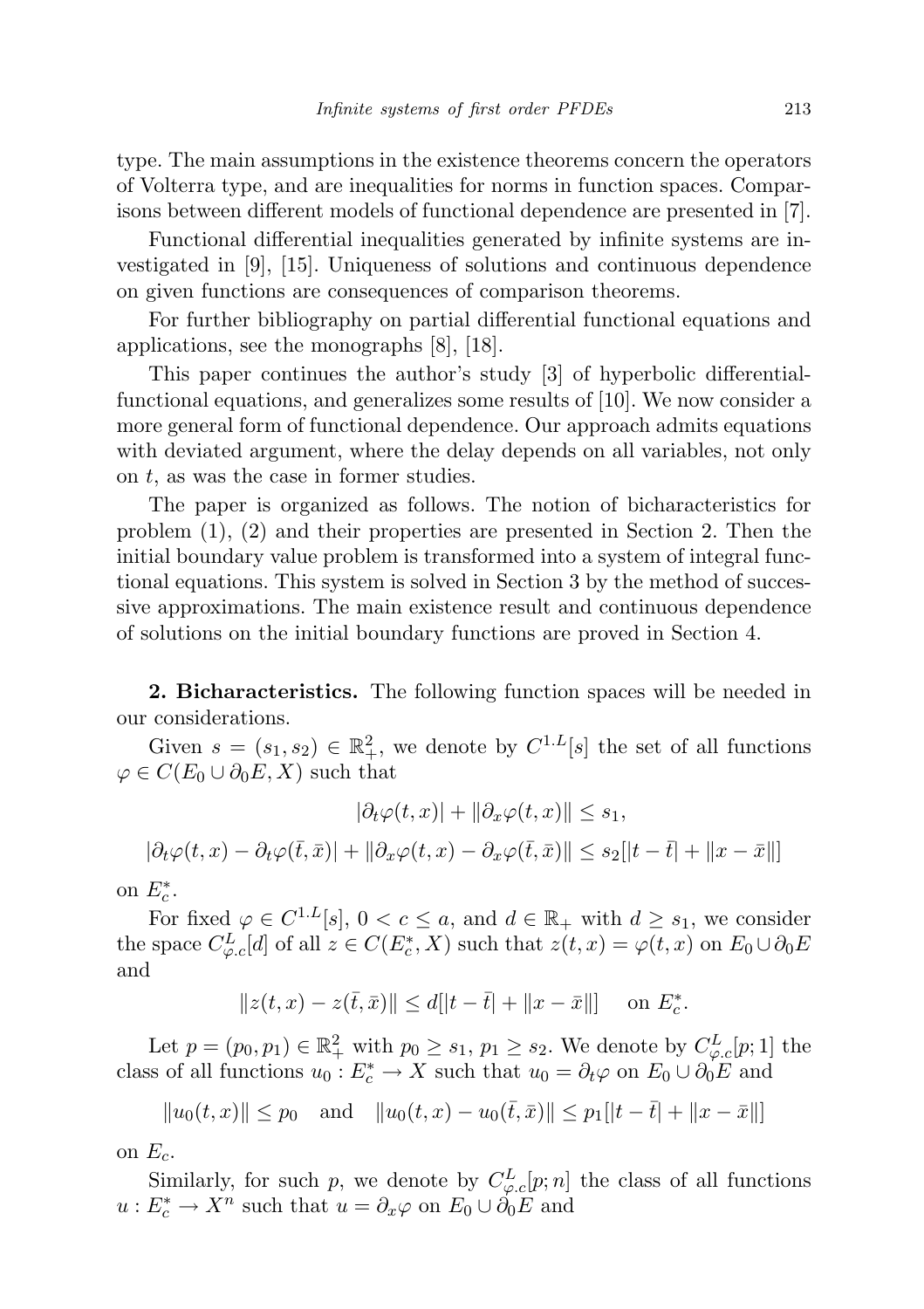type. The main assumptions in the existence theorems concern the operators of Volterra type, and are inequalities for norms in function spaces. Comparisons between different models of functional dependence are presented in [7].

Functional differential inequalities generated by infinite systems are investigated in [9], [15]. Uniqueness of solutions and continuous dependence on given functions are consequences of comparison theorems.

For further bibliography on partial differential functional equations and applications, see the monographs [8], [18].

This paper continues the author's study [3] of hyperbolic differential-functional equations, and generalizes some results of [10]. We now consider a more general form of functional dependence. Our approach admits equations with deviated argument, where the delay depends on all variables, not only on $t$, as was the case in former studies.

The paper is organized as follows. The notion of bicharacteristics for problem (1), (2) and their properties are presented in Section 2. Then the initial boundary value problem is transformed into a system of integral functional equations. This system is solved in Section 3 by the method of successive approximations. The main existence result and continuous dependence of solutions on the initial boundary functions are proved in Section 4.

**2. Bicharacteristics.** The following function spaces will be needed in our considerations.

Given $s = (s_1, s_2) \in \mathbb{R}_+^2$, we denote by $C^{1.L}[s]$ the set of all functions $\varphi \in C(E_0 \cup \partial_0 E, X)$ such that

$$|\partial_t \varphi(t,x)| + \|\partial_x \varphi(t,x)\| \le s_1,$$

$$|\partial_t \varphi(t,x) - \partial_t \varphi(\bar{t},\bar{x})| + \|\partial_x \varphi(t,x) - \partial_x \varphi(\bar{t},\bar{x})\| \le s_2[|t-\bar{t}| + \|x-\bar{x}\|]$$

on $E_c^*$.

For fixed $\varphi \in C^{1.L}[s]$, $0 < c \le a$, and $d \in \mathbb{R}_+$ with $d \ge s_1$, we consider the space $C_{\varphi.c}^L[d]$ of all $z \in C(E_c^*, X)$ such that $z(t,x) = \varphi(t,x)$ on $E_0 \cup \partial_0 E$ and

$$\|z(t,x) - z(\bar{t},\bar{x})\| \le d[|t-\bar{t}| + \|x-\bar{x}\|] \quad \text{on } E_c^*.$$

Let $p = (p_0, p_1) \in \mathbb{R}_+^2$ with $p_0 \ge s_1$, $p_1 \ge s_2$. We denote by $C_{\varphi.c}^L[p;1]$ the class of all functions $u_0 : E_c^* \to X$ such that $u_0 = \partial_t \varphi$ on $E_0 \cup \partial_0 E$ and

$$\|u_0(t,x)\| \le p_0 \quad \text{and} \quad \|u_0(t,x) - u_0(\bar{t},\bar{x})\| \le p_1[|t-\bar{t}| + \|x-\bar{x}\|]$$

on $E_c$.

Similarly, for such $p$, we denote by $C_{\varphi.c}^L[p;n]$ the class of all functions $u : E_c^* \to X^n$ such that $u = \partial_x \varphi$ on $E_0 \cup \partial_0 E$ and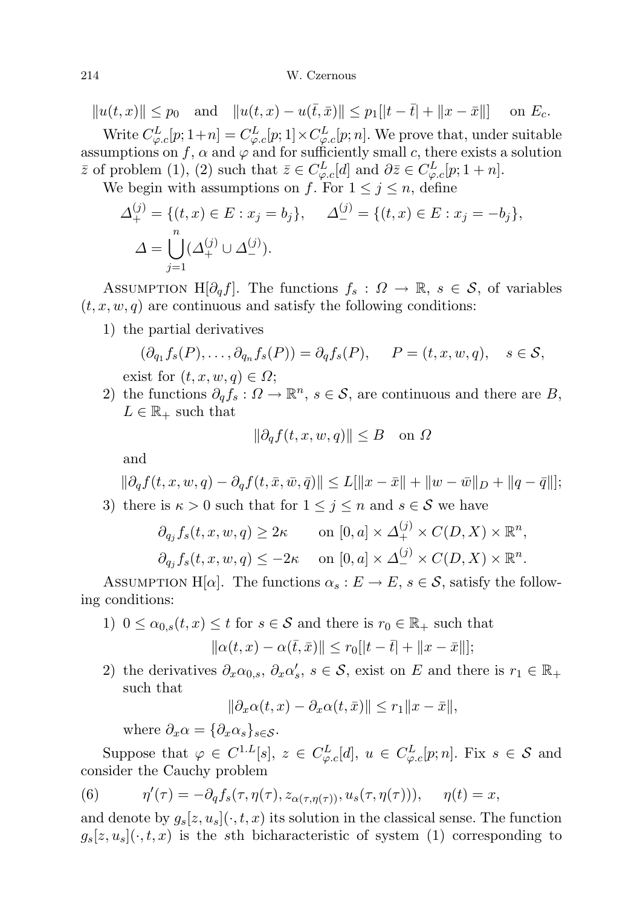$$\|u(t,x)\| \le p_0 \quad \text{and} \quad \|u(t,x) - u(\bar{t},\bar{x})\| \le p_1[|t-\bar{t}| + \|x-\bar{x}\|] \quad \text{on } E_c.$$

Write $C^L_{\varphi.c}[p;1+n] = C^L_{\varphi.c}[p;1] \times C^L_{\varphi.c}[p;n]$. We prove that, under suitable assumptions on $f$, $\alpha$ and $\varphi$ and for sufficiently small $c$, there exists a solution $\bar{z}$ of problem (1), (2) such that $\bar{z} \in C^L_{\varphi.c}[d]$ and $\partial\bar{z} \in C^L_{\varphi.c}[p;1+n]$.

We begin with assumptions on $f$. For $1 \le j \le n$, define

$$\Delta^{(j)}_+ = \{(t,x) \in E : x_j = b_j\}, \quad \Delta^{(j)}_- = \{(t,x) \in E : x_j = -b_j\},$$
$$\Delta = \bigcup_{j=1}^{n} (\Delta^{(j)}_+ \cup \Delta^{(j)}_-).$$

Assumption H$[\partial_q f]$. The functions $f_s : \Omega \to \mathbb{R}$, $s \in \mathcal{S}$, of variables $(t,x,w,q)$ are continuous and satisfy the following conditions:

1) the partial derivatives
$$(\partial_{q_1} f_s(P), \ldots, \partial_{q_n} f_s(P)) = \partial_q f_s(P), \quad P = (t,x,w,q), \quad s \in \mathcal{S},$$
exist for $(t,x,w,q) \in \Omega$;

2) the functions $\partial_q f_s : \Omega \to \mathbb{R}^n$, $s \in \mathcal{S}$, are continuous and there are $B$, $L \in \mathbb{R}_+$ such that
$$\|\partial_q f(t,x,w,q)\| \le B \quad \text{on } \Omega$$
and
$$\|\partial_q f(t,x,w,q) - \partial_q f(t,\bar{x},\bar{w},\bar{q})\| \le L[\|x-\bar{x}\| + \|w-\bar{w}\|_D + \|q-\bar{q}\|];$$

3) there is $\kappa > 0$ such that for $1 \le j \le n$ and $s \in \mathcal{S}$ we have
$$\partial_{q_j} f_s(t,x,w,q) \ge 2\kappa \qquad \text{on } [0,a] \times \Delta^{(j)}_+ \times C(D,X) \times \mathbb{R}^n,$$
$$\partial_{q_j} f_s(t,x,w,q) \le -2\kappa \quad \text{on } [0,a] \times \Delta^{(j)}_- \times C(D,X) \times \mathbb{R}^n.$$

Assumption H$[\alpha]$. The functions $\alpha_s : E \to E$, $s \in \mathcal{S}$, satisfy the following conditions:

1) $0 \le \alpha_{0,s}(t,x) \le t$ for $s \in \mathcal{S}$ and there is $r_0 \in \mathbb{R}_+$ such that
$$\|\alpha(t,x) - \alpha(\bar{t},\bar{x})\| \le r_0[|t-\bar{t}| + \|x-\bar{x}\|];$$

2) the derivatives $\partial_x \alpha_{0,s}$, $\partial_x \alpha'_s$, $s \in \mathcal{S}$, exist on $E$ and there is $r_1 \in \mathbb{R}_+$ such that
$$\|\partial_x \alpha(t,x) - \partial_x \alpha(t,\bar{x})\| \le r_1\|x-\bar{x}\|,$$
where $\partial_x \alpha = \{\partial_x \alpha_s\}_{s \in \mathcal{S}}$.

Suppose that $\varphi \in C^{1.L}[s]$, $z \in C^L_{\varphi.c}[d]$, $u \in C^L_{\varphi.c}[p;n]$. Fix $s \in \mathcal{S}$ and consider the Cauchy problem

$$\eta'(\tau) = -\partial_q f_s(\tau, \eta(\tau), z_{\alpha(\tau,\eta(\tau))}, u_s(\tau,\eta(\tau))), \quad \eta(t) = x, \tag{6}$$

and denote by $g_s[z,u_s](\cdot,t,x)$ its solution in the classical sense. The function $g_s[z,u_s](\cdot,t,x)$ is the $s$th bicharacteristic of system (1) corresponding to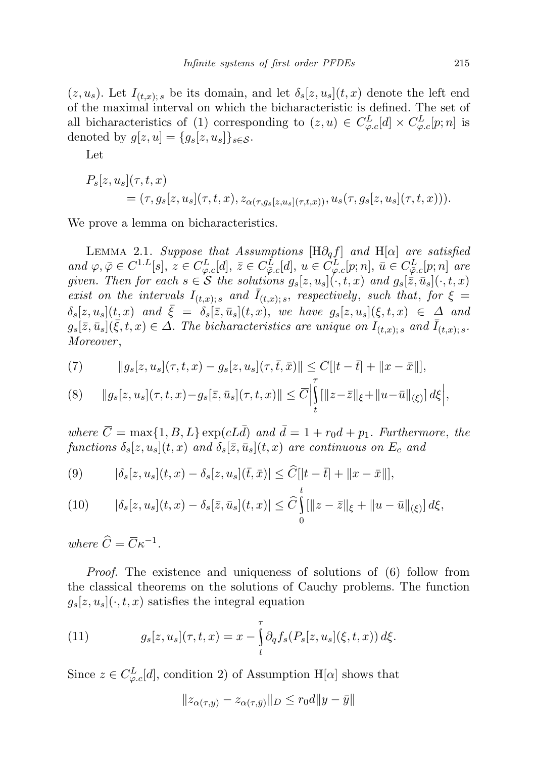$(z, u_s)$. Let $I_{(t,x);\,s}$ be its domain, and let $\delta_s[z,u_s](t,x)$ denote the left end of the maximal interval on which the bicharacteristic is defined. The set of all bicharacteristics of (1) corresponding to $(z,u) \in C^L_{\varphi.c}[d] \times C^L_{\varphi.c}[p;n]$ is denoted by $g[z,u] = \{g_s[z,u_s]\}_{s\in\mathcal{S}}$.

Let

$$
\begin{aligned}
&P_s[z,u_s](\tau,t,x) \\
&\quad = (\tau, g_s[z,u_s](\tau,t,x), z_{\alpha(\tau, g_s[z,u_s](\tau,t,x))}, u_s(\tau, g_s[z,u_s](\tau,t,x))).
\end{aligned}
$$

We prove a lemma on bicharacteristics.

Lemma 2.1. *Suppose that Assumptions* $[\mathrm{H}\partial_q f]$ *and* $\mathrm{H}[\alpha]$ *are satisfied and* $\varphi, \bar\varphi \in C^{1.L}[s]$, $z \in C^L_{\varphi.c}[d]$, $\bar z \in C^L_{\bar\varphi.c}[d]$, $u \in C^L_{\varphi.c}[p;n]$, $\bar u \in C^L_{\bar\varphi.c}[p;n]$ *are given. Then for each* $s \in \mathcal{S}$ *the solutions* $g_s[z,u_s](\cdot,t,x)$ *and* $g_s[\bar z,\bar u_s](\cdot,t,x)$ *exist on the intervals* $I_{(t,x);\,s}$ *and* $\bar I_{(t,x);\,s}$, *respectively*, *such that*, *for* $\xi = \delta_s[z,u_s](t,x)$ *and* $\bar\xi = \delta_s[\bar z,\bar u_s](t,x)$, *we have* $g_s[z,u_s](\xi,t,x) \in \Delta$ *and* $g_s[\bar z,\bar u_s](\bar\xi,t,x) \in \Delta$. *The bicharacteristics are unique on* $I_{(t,x);\,s}$ *and* $\bar I_{(t,x);\,s}$. *Moreover*,

$$
\|g_s[z,u_s](\tau,t,x) - g_s[z,u_s](\tau,\bar t,\bar x)\| \le \overline{C}[|t-\bar t| + \|x-\bar x\|], \tag{7}
$$

$$
\|g_s[z,u_s](\tau,t,x) - g_s[\bar z,\bar u_s](\tau,t,x)\| \le \overline{C}\Big|\int_t^\tau [\|z-\bar z\|_\xi + \|u-\bar u\|_{(\xi)}]\,d\xi\Big|, \tag{8}
$$

*where* $\overline{C} = \max\{1,B,L\}\exp(cL\bar d)$ *and* $\bar d = 1 + r_0 d + p_1$. *Furthermore*, *the functions* $\delta_s[z,u_s](t,x)$ *and* $\delta_s[\bar z,\bar u_s](t,x)$ *are continuous on* $E_c$ *and*

$$
|\delta_s[z,u_s](t,x) - \delta_s[z,u_s](\bar t,\bar x)| \le \widehat{C}[|t-\bar t| + \|x-\bar x\|], \tag{9}
$$

$$
|\delta_s[z,u_s](t,x) - \delta_s[\bar z,\bar u_s](t,x)| \le \widehat{C}\int_0^t [\|z-\bar z\|_\xi + \|u-\bar u\|_{(\xi)}]\,d\xi, \tag{10}
$$

*where* $\widehat{C} = \overline{C}\kappa^{-1}$.

*Proof.* The existence and uniqueness of solutions of (6) follow from the classical theorems on the solutions of Cauchy problems. The function $g_s[z,u_s](\cdot,t,x)$ satisfies the integral equation

$$
g_s[z,u_s](\tau,t,x) = x - \int_t^\tau \partial_q f_s(P_s[z,u_s](\xi,t,x))\,d\xi. \tag{11}
$$

Since $z \in C^L_{\varphi.c}[d]$, condition 2) of Assumption $\mathrm{H}[\alpha]$ shows that

$$
\|z_{\alpha(\tau,y)} - z_{\alpha(\tau,\bar y)}\|_D \le r_0 d\|y-\bar y\|
$$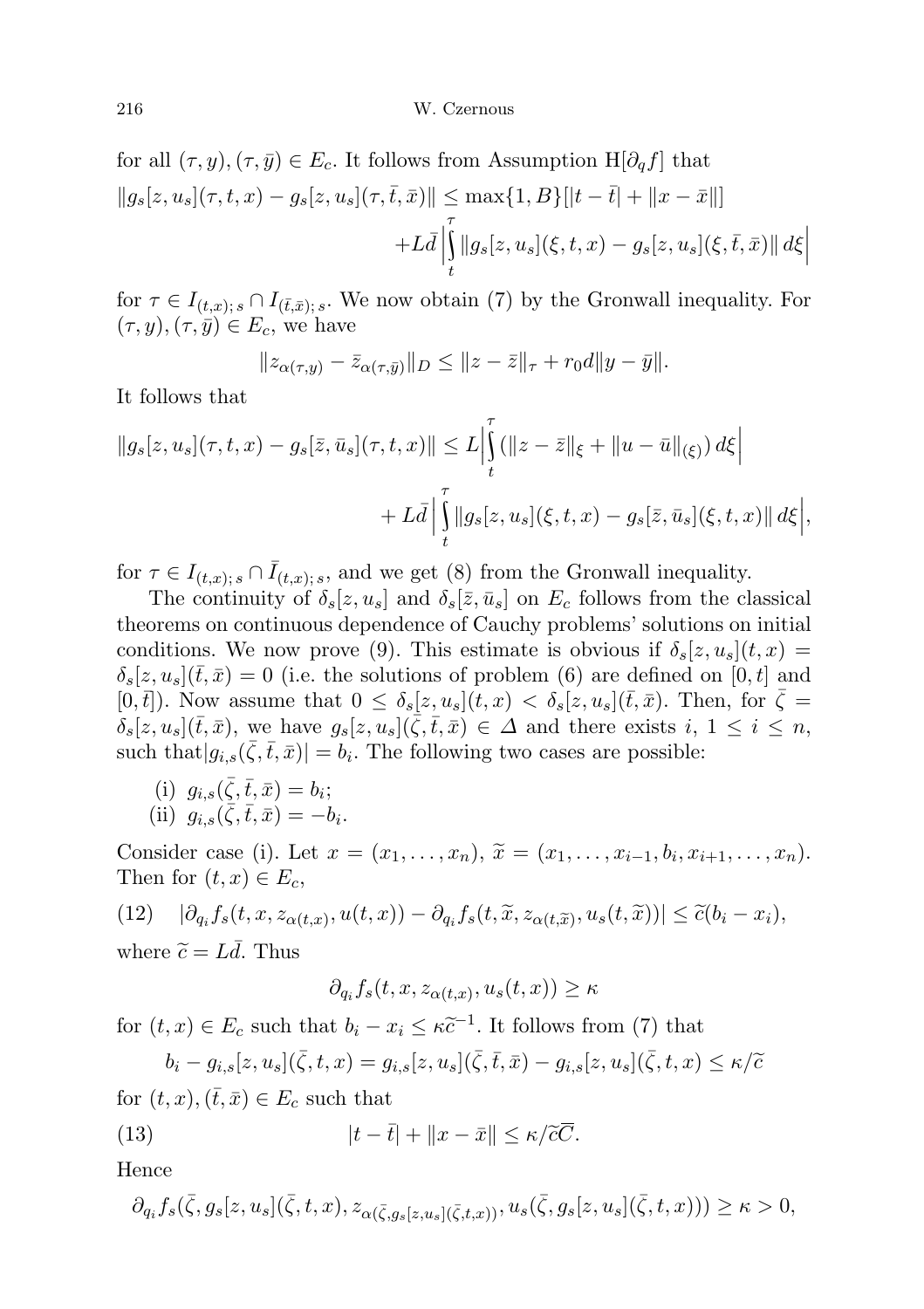for all $(\tau, y), (\tau, \bar{y}) \in E_c$. It follows from Assumption H$[\partial_q f]$ that

$$\|g_s[z,u_s](\tau,t,x) - g_s[z,u_s](\tau,\bar{t},\bar{x})\| \le \max\{1,B\}[|t-\bar{t}| + \|x-\bar{x}\|]$$
$$+ L\bar{d}\Big|\int_t^\tau \|g_s[z,u_s](\xi,t,x) - g_s[z,u_s](\xi,\bar{t},\bar{x})\|\,d\xi\Big|$$

for $\tau \in I_{(t,x);\,s} \cap I_{(\bar{t},\bar{x});\,s}$. We now obtain (7) by the Gronwall inequality. For $(\tau, y), (\tau, \bar{y}) \in E_c$, we have

$$\|z_{\alpha(\tau,y)} - \bar{z}_{\alpha(\tau,\bar{y})}\|_D \le \|z - \bar{z}\|_\tau + r_0 d\|y - \bar{y}\|.$$

It follows that

$$\|g_s[z,u_s](\tau,t,x) - g_s[\bar{z},\bar{u}_s](\tau,t,x)\| \le L\Big|\int_t^\tau (\|z-\bar{z}\|_\xi + \|u-\bar{u}\|_{(\xi)})\,d\xi\Big|$$
$$+ L\bar{d}\,\Big|\int_t^\tau \|g_s[z,u_s](\xi,t,x) - g_s[\bar{z},\bar{u}_s](\xi,t,x)\|\,d\xi\Big|,$$

for $\tau \in I_{(t,x);\,s} \cap \bar{I}_{(t,x);\,s}$, and we get (8) from the Gronwall inequality.

The continuity of $\delta_s[z,u_s]$ and $\delta_s[\bar{z},\bar{u}_s]$ on $E_c$ follows from the classical theorems on continuous dependence of Cauchy problems' solutions on initial conditions. We now prove (9). This estimate is obvious if $\delta_s[z,u_s](t,x) = \delta_s[z,u_s](\bar{t},\bar{x}) = 0$ (i.e. the solutions of problem (6) are defined on $[0,t]$ and $[0,\bar{t}]$). Now assume that $0 \le \delta_s[z,u_s](t,x) < \delta_s[z,u_s](\bar{t},\bar{x})$. Then, for $\bar{\zeta} = \delta_s[z,u_s](\bar{t},\bar{x})$, we have $g_s[z,u_s](\bar{\zeta},\bar{t},\bar{x}) \in \varDelta$ and there exists $i$, $1 \le i \le n$, such that $|g_{i,s}(\bar{\zeta},\bar{t},\bar{x})| = b_i$. The following two cases are possible:

(i) $g_{i,s}(\bar{\zeta},\bar{t},\bar{x}) = b_i$;
(ii) $g_{i,s}(\bar{\zeta},\bar{t},\bar{x}) = -b_i$.

Consider case (i). Let $x = (x_1,\dots,x_n)$, $\widetilde{x} = (x_1,\dots,x_{i-1},b_i,x_{i+1},\dots,x_n)$. Then for $(t,x) \in E_c$,

$$|\partial_{q_i} f_s(t,x,z_{\alpha(t,x)},u(t,x)) - \partial_{q_i} f_s(t,\widetilde{x},z_{\alpha(t,\widetilde{x})},u_s(t,\widetilde{x}))| \le \widetilde{c}(b_i - x_i), \tag{12}$$

where $\widetilde{c} = L\bar{d}$. Thus

$$\partial_{q_i} f_s(t,x,z_{\alpha(t,x)},u_s(t,x)) \ge \kappa$$

for $(t,x) \in E_c$ such that $b_i - x_i \le \kappa\widetilde{c}^{-1}$. It follows from (7) that

$$b_i - g_{i,s}[z,u_s](\bar{\zeta},t,x) = g_{i,s}[z,u_s](\bar{\zeta},\bar{t},\bar{x}) - g_{i,s}[z,u_s](\bar{\zeta},t,x) \le \kappa/\widetilde{c}$$

for $(t,x), (\bar{t},\bar{x}) \in E_c$ such that

$$|t-\bar{t}| + \|x-\bar{x}\| \le \kappa/\widetilde{c}\,\overline{C}. \tag{13}$$

Hence

$$\partial_{q_i} f_s(\bar{\zeta}, g_s[z,u_s](\bar{\zeta},t,x), z_{\alpha(\bar{\zeta},g_s[z,u_s](\bar{\zeta},t,x))}, u_s(\bar{\zeta}, g_s[z,u_s](\bar{\zeta},t,x))) \ge \kappa > 0,$$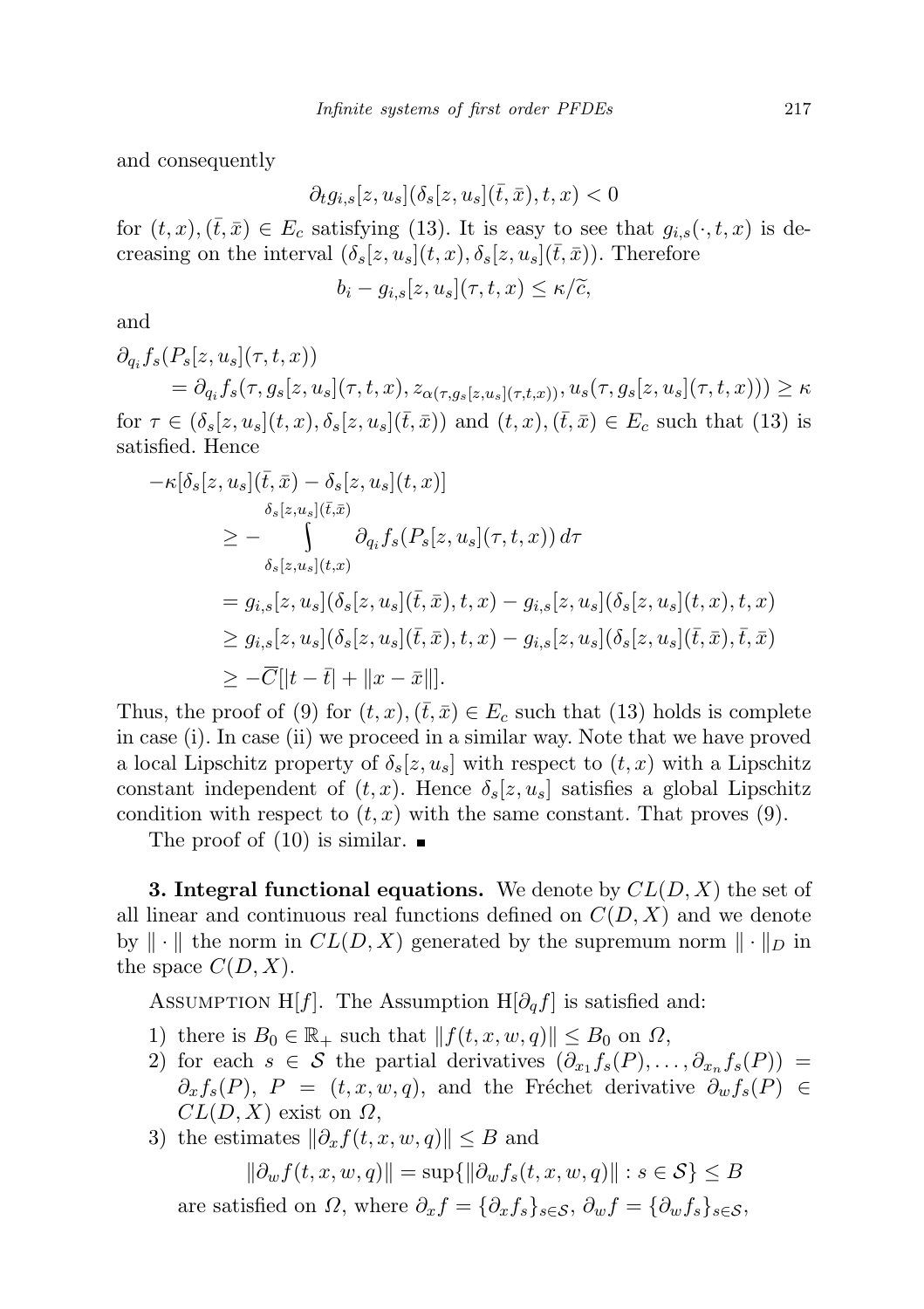and consequently

$$\partial_t g_{i,s}[z,u_s](\delta_s[z,u_s](\bar{t},\bar{x}),t,x) < 0$$

for $(t,x),(\bar{t},\bar{x}) \in E_c$ satisfying (13). It is easy to see that $g_{i,s}(\cdot,t,x)$ is decreasing on the interval $(\delta_s[z,u_s](t,x),\delta_s[z,u_s](\bar{t},\bar{x}))$. Therefore

$$b_i - g_{i,s}[z,u_s](\tau,t,x) \le \kappa/\widetilde{c},$$

and

$$\begin{aligned}
&\partial_{q_i} f_s(P_s[z,u_s](\tau,t,x)) \\
&\qquad = \partial_{q_i} f_s(\tau, g_s[z,u_s](\tau,t,x), z_{\alpha(\tau,g_s[z,u_s](\tau,t,x))}, u_s(\tau, g_s[z,u_s](\tau,t,x))) \ge \kappa
\end{aligned}$$

for $\tau \in (\delta_s[z,u_s](t,x),\delta_s[z,u_s](\bar{t},\bar{x}))$ and $(t,x),(\bar{t},\bar{x}) \in E_c$ such that (13) is satisfied. Hence

$$\begin{aligned}
-\kappa[\delta_s[z,u_s](\bar{t},\bar{x}) - \delta_s[z,u_s](t,x)] &\\
\ge - \int_{\delta_s[z,u_s](t,x)}^{\delta_s[z,u_s](\bar{t},\bar{x})} &\partial_{q_i} f_s(P_s[z,u_s](\tau,t,x))\,d\tau \\
= g_{i,s}[z,u_s]&(\delta_s[z,u_s](\bar{t},\bar{x}),t,x) - g_{i,s}[z,u_s](\delta_s[z,u_s](t,x),t,x) \\
\ge g_{i,s}[z,u_s]&(\delta_s[z,u_s](\bar{t},\bar{x}),t,x) - g_{i,s}[z,u_s](\delta_s[z,u_s](\bar{t},\bar{x}),\bar{t},\bar{x}) \\
\ge -\overline{C}[|t&-\bar{t}| + \|x-\bar{x}\|].
\end{aligned}$$

Thus, the proof of (9) for $(t,x),(\bar{t},\bar{x}) \in E_c$ such that (13) holds is complete in case (i). In case (ii) we proceed in a similar way. Note that we have proved a local Lipschitz property of $\delta_s[z,u_s]$ with respect to $(t,x)$ with a Lipschitz constant independent of $(t,x)$. Hence $\delta_s[z,u_s]$ satisfies a global Lipschitz condition with respect to $(t,x)$ with the same constant. That proves (9).

The proof of (10) is similar. ∎

**3. Integral functional equations.** We denote by $CL(D,X)$ the set of all linear and continuous real functions defined on $C(D,X)$ and we denote by $\|\cdot\|$ the norm in $CL(D,X)$ generated by the supremum norm $\|\cdot\|_D$ in the space $C(D,X)$.

Assumption H$[f]$. The Assumption H$[\partial_q f]$ is satisfied and:

1) there is $B_0 \in \mathbb{R}_+$ such that $\|f(t,x,w,q)\| \le B_0$ on $\Omega$,
2) for each $s \in \mathcal{S}$ the partial derivatives $(\partial_{x_1} f_s(P),\dots,\partial_{x_n} f_s(P)) = \partial_x f_s(P)$, $P = (t,x,w,q)$, and the Fréchet derivative $\partial_w f_s(P) \in CL(D,X)$ exist on $\Omega$,
3) the estimates $\|\partial_x f(t,x,w,q)\| \le B$ and

$$\|\partial_w f(t,x,w,q)\| = \sup\{\|\partial_w f_s(t,x,w,q)\| : s \in \mathcal{S}\} \le B$$

are satisfied on $\Omega$, where $\partial_x f = \{\partial_x f_s\}_{s\in\mathcal{S}}$, $\partial_w f = \{\partial_w f_s\}_{s\in\mathcal{S}}$,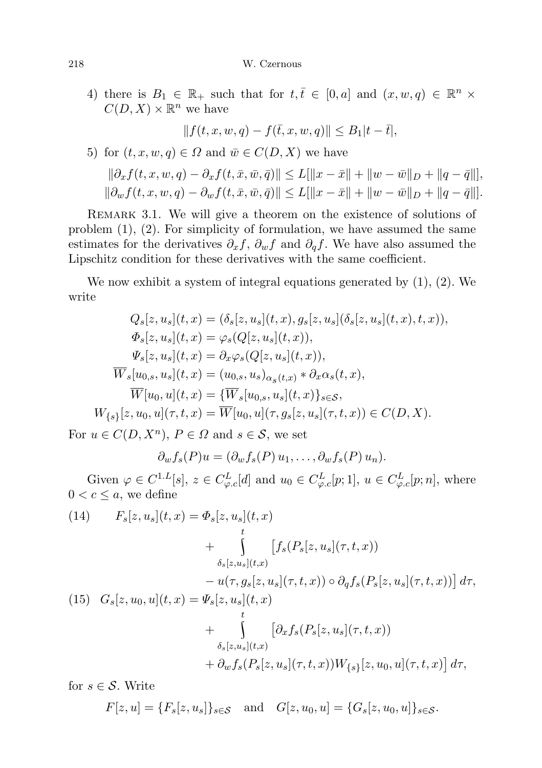4) there is $B_1 \in \mathbb{R}_+$ such that for $t, \bar{t} \in [0, a]$ and $(x, w, q) \in \mathbb{R}^n \times C(D, X) \times \mathbb{R}^n$ we have

$$\|f(t, x, w, q) - f(\bar{t}, x, w, q)\| \le B_1 |t - \bar{t}|,$$

5) for $(t, x, w, q) \in \Omega$ and $\bar{w} \in C(D, X)$ we have

$$\|\partial_x f(t, x, w, q) - \partial_x f(t, \bar{x}, \bar{w}, \bar{q})\| \le L[\|x - \bar{x}\| + \|w - \bar{w}\|_D + \|q - \bar{q}\|],$$
$$\|\partial_w f(t, x, w, q) - \partial_w f(t, \bar{x}, \bar{w}, \bar{q})\| \le L[\|x - \bar{x}\| + \|w - \bar{w}\|_D + \|q - \bar{q}\|].$$

Remark 3.1. We will give a theorem on the existence of solutions of problem (1), (2). For simplicity of formulation, we have assumed the same estimates for the derivatives $\partial_x f$, $\partial_w f$ and $\partial_q f$. We have also assumed the Lipschitz condition for these derivatives with the same coefficient.

We now exhibit a system of integral equations generated by (1), (2). We write

$$Q_s[z, u_s](t, x) = (\delta_s[z, u_s](t, x), g_s[z, u_s](\delta_s[z, u_s](t, x), t, x)),$$
$$\Phi_s[z, u_s](t, x) = \varphi_s(Q[z, u_s](t, x)),$$
$$\Psi_s[z, u_s](t, x) = \partial_x \varphi_s(Q[z, u_s](t, x)),$$
$$\overline{W}_s[u_{0,s}, u_s](t, x) = (u_{0,s}, u_s)_{\alpha_s(t,x)} * \partial_x \alpha_s(t, x),$$
$$\overline{W}[u_0, u](t, x) = \{\overline{W}_s[u_{0,s}, u_s](t, x)\}_{s \in \mathcal{S}},$$
$$W_{\{s\}}[z, u_0, u](\tau, t, x) = \overline{W}[u_0, u](\tau, g_s[z, u_s](\tau, t, x)) \in C(D, X).$$

For $u \in C(D, X^n)$, $P \in \Omega$ and $s \in \mathcal{S}$, we set

$$\partial_w f_s(P) u = (\partial_w f_s(P)\, u_1, \dots, \partial_w f_s(P)\, u_n).$$

Given $\varphi \in C^{1.L}[s]$, $z \in C^L_{\varphi.c}[d]$ and $u_0 \in C^L_{\varphi.c}[p; 1]$, $u \in C^L_{\varphi.c}[p; n]$, where $0 < c \le a$, we define

$$\begin{aligned}
(14) \qquad F_s[z, u_s](t, x) = {} & \Phi_s[z, u_s](t, x) \\
& + \int_{\delta_s[z,u_s](t,x)}^{t} \big[f_s(P_s[z, u_s](\tau, t, x)) \\
& - u(\tau, g_s[z, u_s](\tau, t, x)) \circ \partial_q f_s(P_s[z, u_s](\tau, t, x))\big]\, d\tau,
\end{aligned}$$

$$\begin{aligned}
(15) \quad G_s[z, u_0, u](t, x) = {} & \Psi_s[z, u_s](t, x) \\
& + \int_{\delta_s[z,u_s](t,x)}^{t} \big[\partial_x f_s(P_s[z, u_s](\tau, t, x)) \\
& + \partial_w f_s(P_s[z, u_s](\tau, t, x)) W_{\{s\}}[z, u_0, u](\tau, t, x)\big]\, d\tau,
\end{aligned}$$

for $s \in \mathcal{S}$. Write

$$F[z, u] = \{F_s[z, u_s]\}_{s \in \mathcal{S}} \quad \text{and} \quad G[z, u_0, u] = \{G_s[z, u_0, u]\}_{s \in \mathcal{S}}.$$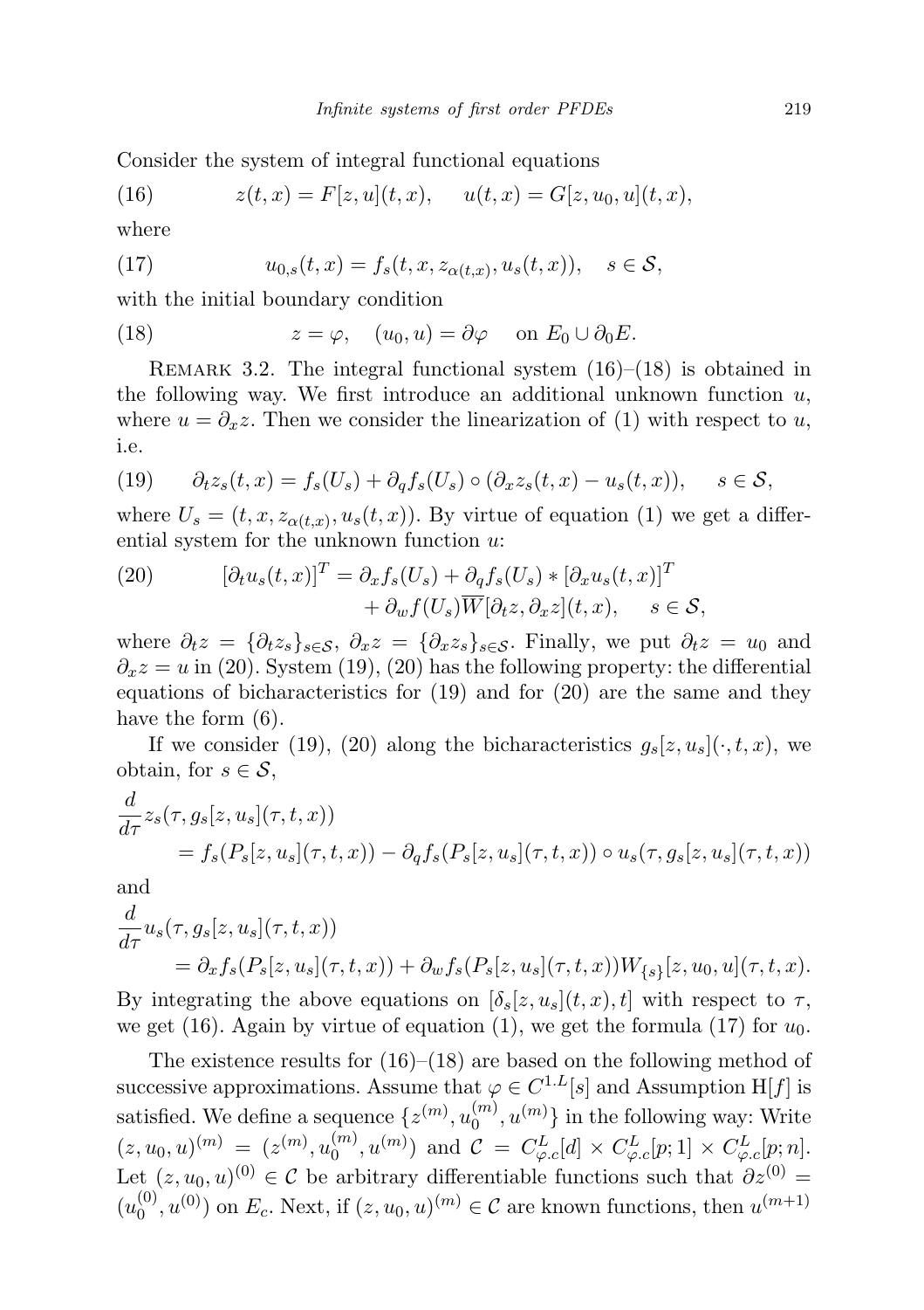Consider the system of integral functional equations

$$z(t,x) = F[z,u](t,x), \qquad u(t,x) = G[z,u_0,u](t,x), \tag{16}$$

where

$$u_{0,s}(t,x) = f_s(t,x,z_{\alpha(t,x)},u_s(t,x)), \quad s \in \mathcal{S}, \tag{17}$$

with the initial boundary condition

$$z = \varphi, \quad (u_0,u) = \partial\varphi \quad \text{on } E_0 \cup \partial_0 E. \tag{18}$$

REMARK 3.2. The integral functional system (16)–(18) is obtained in the following way. We first introduce an additional unknown function $u$, where $u = \partial_x z$. Then we consider the linearization of (1) with respect to $u$, i.e.

$$\partial_t z_s(t,x) = f_s(U_s) + \partial_q f_s(U_s) \circ (\partial_x z_s(t,x) - u_s(t,x)), \qquad s \in \mathcal{S}, \tag{19}$$

where $U_s = (t,x,z_{\alpha(t,x)},u_s(t,x))$. By virtue of equation (1) we get a differential system for the unknown function $u$:

$$\begin{aligned}[] [\partial_t u_s(t,x)]^T = \partial_x f_s(U_s) &+ \partial_q f_s(U_s) * [\partial_x u_s(t,x)]^T \\ &+ \partial_w f(U_s)\overline{W}[\partial_t z, \partial_x z](t,x), \qquad s \in \mathcal{S}, \end{aligned} \tag{20}$$

where $\partial_t z = \{\partial_t z_s\}_{s\in\mathcal{S}}$, $\partial_x z = \{\partial_x z_s\}_{s\in\mathcal{S}}$. Finally, we put $\partial_t z = u_0$ and $\partial_x z = u$ in (20). System (19), (20) has the following property: the differential equations of bicharacteristics for (19) and for (20) are the same and they have the form (6).

If we consider (19), (20) along the bicharacteristics $g_s[z,u_s](\cdot,t,x)$, we obtain, for $s \in \mathcal{S}$,

$$\begin{aligned} &\frac{d}{d\tau} z_s(\tau, g_s[z,u_s](\tau,t,x)) \\ &\qquad = f_s(P_s[z,u_s](\tau,t,x)) - \partial_q f_s(P_s[z,u_s](\tau,t,x)) \circ u_s(\tau, g_s[z,u_s](\tau,t,x)) \end{aligned}$$

and

$$\begin{aligned} &\frac{d}{d\tau} u_s(\tau, g_s[z,u_s](\tau,t,x)) \\ &\qquad = \partial_x f_s(P_s[z,u_s](\tau,t,x)) + \partial_w f_s(P_s[z,u_s](\tau,t,x)) W_{\{s\}}[z,u_0,u](\tau,t,x). \end{aligned}$$

By integrating the above equations on $[\delta_s[z,u_s](t,x),t]$ with respect to $\tau$, we get (16). Again by virtue of equation (1), we get the formula (17) for $u_0$.

The existence results for (16)–(18) are based on the following method of successive approximations. Assume that $\varphi \in C^{1.L}[s]$ and Assumption H$[f]$ is satisfied. We define a sequence $\{z^{(m)}, u_0^{(m)}, u^{(m)}\}$ in the following way: Write $(z,u_0,u)^{(m)} = (z^{(m)}, u_0^{(m)}, u^{(m)})$ and $\mathcal{C} = C^L_{\varphi.c}[d] \times C^L_{\varphi.c}[p;1] \times C^L_{\varphi.c}[p;n]$. Let $(z,u_0,u)^{(0)} \in \mathcal{C}$ be arbitrary differentiable functions such that $\partial z^{(0)} = (u_0^{(0)}, u^{(0)})$ on $E_c$. Next, if $(z,u_0,u)^{(m)} \in \mathcal{C}$ are known functions, then $u^{(m+1)}$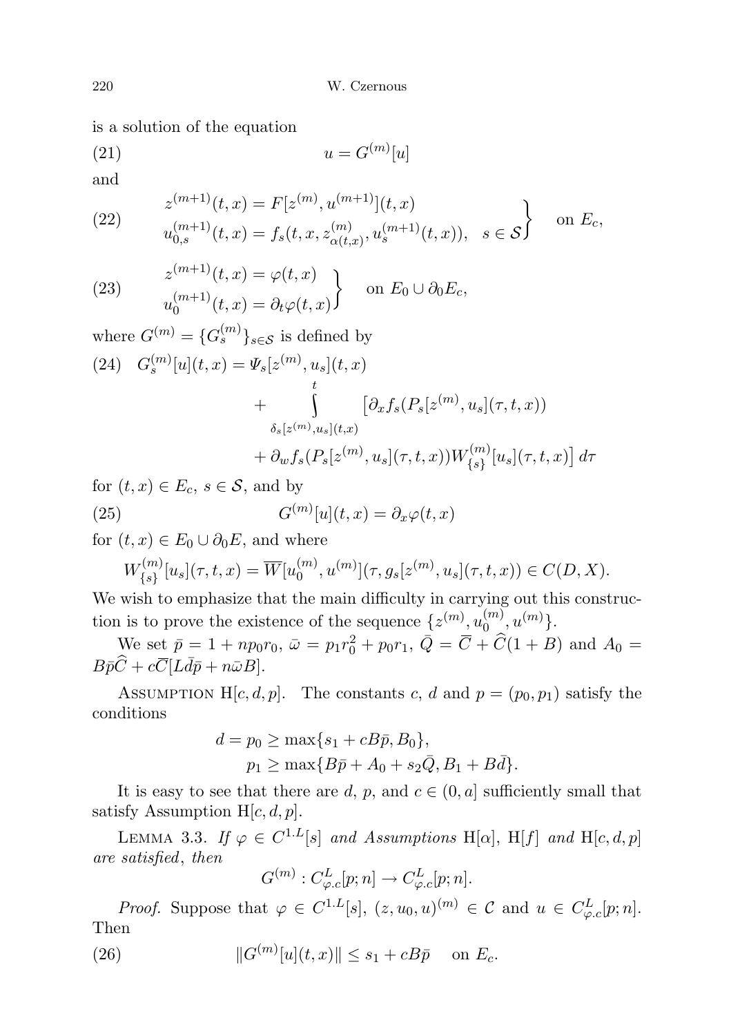is a solution of the equation

$$u = G^{(m)}[u] \tag{21}$$

and

$$\left.\begin{aligned} z^{(m+1)}(t,x) &= F[z^{(m)}, u^{(m+1)}](t,x) \\ u_{0.s}^{(m+1)}(t,x) &= f_s(t,x,z_{\alpha(t,x)}^{(m)}, u_s^{(m+1)}(t,x)), \quad s \in \mathcal{S} \end{aligned}\right\} \quad \text{on } E_c, \tag{22}$$

$$\left.\begin{aligned} z^{(m+1)}(t,x) &= \varphi(t,x) \\ u_0^{(m+1)}(t,x) &= \partial_t \varphi(t,x) \end{aligned}\right\} \quad \text{on } E_0 \cup \partial_0 E_c, \tag{23}$$

where $G^{(m)} = \{G_s^{(m)}\}_{s\in\mathcal{S}}$ is defined by

$$\begin{aligned} G_s^{(m)}[u](t,x) &= \Psi_s[z^{(m)}, u_s](t,x) \\ &\quad + \int_{\delta_s[z^{(m)},u_s](t,x)}^{t} \big[\partial_x f_s(P_s[z^{(m)}, u_s](\tau,t,x)) \\ &\quad + \partial_w f_s(P_s[z^{(m)}, u_s](\tau,t,x)) W_{\{s\}}^{(m)}[u_s](\tau,t,x)\big]\, d\tau \end{aligned} \tag{24}$$

for $(t,x) \in E_c$, $s \in \mathcal{S}$, and by

$$G^{(m)}[u](t,x) = \partial_x \varphi(t,x) \tag{25}$$

for $(t,x) \in E_0 \cup \partial_0 E$, and where

$$W_{\{s\}}^{(m)}[u_s](\tau,t,x) = \overline{W}[u_0^{(m)}, u^{(m)}](\tau, g_s[z^{(m)}, u_s](\tau,t,x)) \in C(D,X).$$

We wish to emphasize that the main difficulty in carrying out this construction is to prove the existence of the sequence $\{z^{(m)}, u_0^{(m)}, u^{(m)}\}$.

We set $\bar{p} = 1 + np_0 r_0$, $\bar{\omega} = p_1 r_0^2 + p_0 r_1$, $\bar{Q} = \overline{C} + \widehat{C}(1+B)$ and $A_0 = B\bar{p}\widehat{C} + c\overline{C}[L\bar{d}\bar{p} + n\bar{\omega}B]$.

Assumption H$[c,d,p]$. The constants $c$, $d$ and $p = (p_0, p_1)$ satisfy the conditions

$$\begin{aligned} d = p_0 &\geq \max\{s_1 + cB\bar{p}, B_0\}, \\ p_1 &\geq \max\{B\bar{p} + A_0 + s_2\bar{Q}, B_1 + B\bar{d}\}. \end{aligned}$$

It is easy to see that there are $d$, $p$, and $c \in (0,a]$ sufficiently small that satisfy Assumption H$[c,d,p]$.

Lemma 3.3. *If* $\varphi \in C^{1.L}[s]$ *and Assumptions* H$[\alpha]$, H$[f]$ *and* H$[c,d,p]$ *are satisfied, then*

$$G^{(m)} : C_{\varphi.c}^{L}[p;n] \to C_{\varphi.c}^{L}[p;n].$$

*Proof.* Suppose that $\varphi \in C^{1.L}[s]$, $(z,u_0,u)^{(m)} \in \mathcal{C}$ and $u \in C_{\varphi.c}^{L}[p;n]$. Then

$$\|G^{(m)}[u](t,x)\| \leq s_1 + cB\bar{p} \quad \text{on } E_c. \tag{26}$$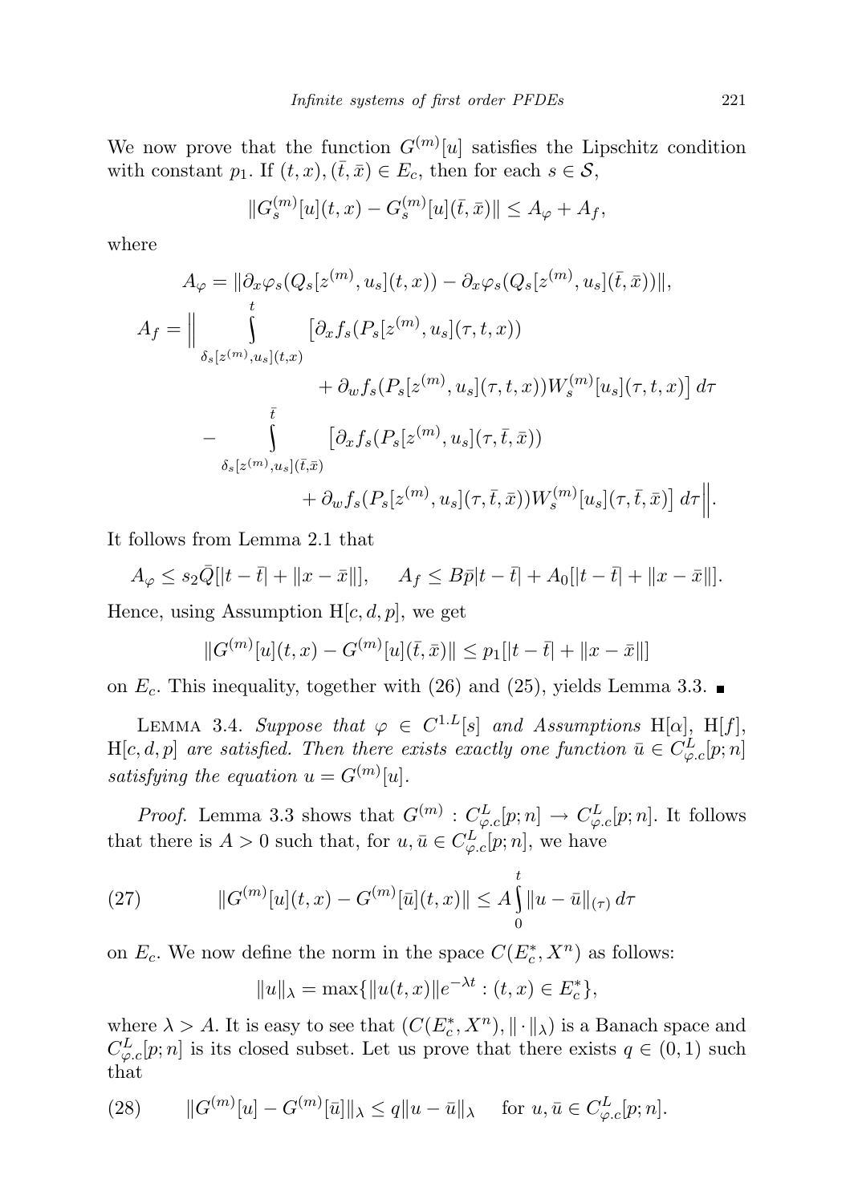We now prove that the function $G^{(m)}[u]$ satisfies the Lipschitz condition with constant $p_1$. If $(t,x),(\bar{t},\bar{x}) \in E_c$, then for each $s \in \mathcal{S}$,

$$\|G_s^{(m)}[u](t,x) - G_s^{(m)}[u](\bar{t},\bar{x})\| \le A_\varphi + A_f,$$

where

$$A_\varphi = \|\partial_x \varphi_s(Q_s[z^{(m)},u_s](t,x)) - \partial_x \varphi_s(Q_s[z^{(m)},u_s](\bar{t},\bar{x}))\|,$$

$$\begin{aligned}
A_f = \Bigg\| & \int\limits_{\delta_s[z^{(m)},u_s](t,x)}^{t} \big[\partial_x f_s(P_s[z^{(m)},u_s](\tau,t,x)) \\
& \qquad\qquad + \partial_w f_s(P_s[z^{(m)},u_s](\tau,t,x)) W_s^{(m)}[u_s](\tau,t,x)\big]\,d\tau \\
& - \int\limits_{\delta_s[z^{(m)},u_s](\bar{t},\bar{x})}^{\bar{t}} \big[\partial_x f_s(P_s[z^{(m)},u_s](\tau,\bar{t},\bar{x})) \\
& \qquad\qquad + \partial_w f_s(P_s[z^{(m)},u_s](\tau,\bar{t},\bar{x})) W_s^{(m)}[u_s](\tau,\bar{t},\bar{x})\big]\,d\tau \Bigg\|.
\end{aligned}$$

It follows from Lemma 2.1 that

$$A_\varphi \le s_2 \bar{Q}[|t-\bar{t}| + \|x-\bar{x}\|], \qquad A_f \le B\bar{p}|t-\bar{t}| + A_0[|t-\bar{t}| + \|x-\bar{x}\|].$$

Hence, using Assumption $\mathrm{H}[c,d,p]$, we get

$$\|G^{(m)}[u](t,x) - G^{(m)}[u](\bar{t},\bar{x})\| \le p_1[|t-\bar{t}| + \|x-\bar{x}\|]$$

on $E_c$. This inequality, together with (26) and (25), yields Lemma 3.3. ∎

LEMMA 3.4. *Suppose that $\varphi \in C^{1.L}[s]$ and Assumptions $\mathrm{H}[\alpha]$, $\mathrm{H}[f]$, $\mathrm{H}[c,d,p]$ are satisfied. Then there exists exactly one function $\bar{u} \in C^L_{\varphi.c}[p;n]$ satisfying the equation $u = G^{(m)}[u]$.*

*Proof.* Lemma 3.3 shows that $G^{(m)} : C^L_{\varphi.c}[p;n] \to C^L_{\varphi.c}[p;n]$. It follows that there is $A > 0$ such that, for $u, \bar{u} \in C^L_{\varphi.c}[p;n]$, we have

$$\|G^{(m)}[u](t,x) - G^{(m)}[\bar{u}](t,x)\| \le A \int_0^t \|u - \bar{u}\|_{(\tau)}\,d\tau \tag{27}$$

on $E_c$. We now define the norm in the space $C(E_c^*, X^n)$ as follows:

$$\|u\|_\lambda = \max\{\|u(t,x)\| e^{-\lambda t} : (t,x) \in E_c^*\},$$

where $\lambda > A$. It is easy to see that $(C(E_c^*, X^n), \|\cdot\|_\lambda)$ is a Banach space and $C^L_{\varphi.c}[p;n]$ is its closed subset. Let us prove that there exists $q \in (0,1)$ such that

$$\|G^{(m)}[u] - G^{(m)}[\bar{u}]\|_\lambda \le q\|u - \bar{u}\|_\lambda \quad \text{for } u, \bar{u} \in C^L_{\varphi.c}[p;n]. \tag{28}$$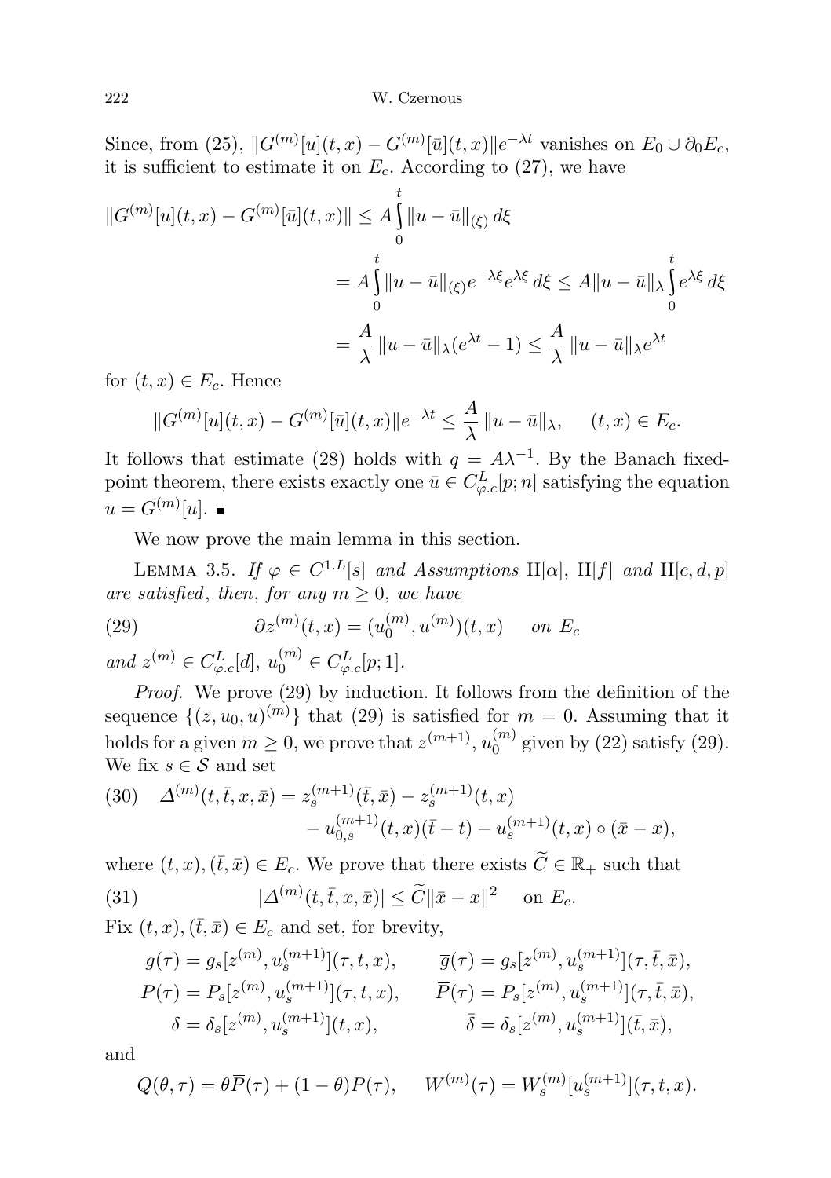Since, from (25), $\|G^{(m)}[u](t,x) - G^{(m)}[\bar{u}](t,x)\|e^{-\lambda t}$ vanishes on $E_0 \cup \partial_0 E_c$, it is sufficient to estimate it on $E_c$. According to (27), we have

$$
\begin{aligned}
\|G^{(m)}[u](t,x) - G^{(m)}[\bar{u}](t,x)\| &\le A\int_0^t \|u-\bar{u}\|_{(\xi)}\, d\xi \\
&= A\int_0^t \|u-\bar{u}\|_{(\xi)} e^{-\lambda\xi}e^{\lambda\xi}\, d\xi \le A\|u-\bar{u}\|_\lambda \int_0^t e^{\lambda\xi}\, d\xi \\
&= \frac{A}{\lambda}\,\|u-\bar{u}\|_\lambda (e^{\lambda t}-1) \le \frac{A}{\lambda}\,\|u-\bar{u}\|_\lambda e^{\lambda t}
\end{aligned}
$$

for $(t,x) \in E_c$. Hence

$$
\|G^{(m)}[u](t,x) - G^{(m)}[\bar{u}](t,x)\|e^{-\lambda t} \le \frac{A}{\lambda}\,\|u-\bar{u}\|_\lambda, \qquad (t,x)\in E_c.
$$

It follows that estimate (28) holds with $q = A\lambda^{-1}$. By the Banach fixed-point theorem, there exists exactly one $\bar{u} \in C^L_{\varphi.c}[p;n]$ satisfying the equation $u = G^{(m)}[u]$. ∎

We now prove the main lemma in this section.

Lemma 3.5. *If* $\varphi \in C^{1.L}[s]$ *and Assumptions* $\mathrm{H}[\alpha]$, $\mathrm{H}[f]$ *and* $\mathrm{H}[c,d,p]$ *are satisfied*, *then*, *for any* $m \ge 0$, *we have*

$$
\partial z^{(m)}(t,x) = (u_0^{(m)}, u^{(m)})(t,x) \quad \text{on } E_c \tag{29}
$$

*and* $z^{(m)} \in C^L_{\varphi.c}[d]$, $u_0^{(m)} \in C^L_{\varphi.c}[p;1]$.

*Proof.* We prove (29) by induction. It follows from the definition of the sequence $\{(z,u_0,u)^{(m)}\}$ that (29) is satisfied for $m=0$. Assuming that it holds for a given $m \ge 0$, we prove that $z^{(m+1)}$, $u_0^{(m)}$ given by (22) satisfy (29). We fix $s \in \mathcal{S}$ and set

$$
\begin{aligned}
\Delta^{(m)}(t,\bar{t},x,\bar{x}) = z_s^{(m+1)}(\bar{t},\bar{x}) - z_s^{(m+1)}(t,x)& \\
- u_{0,s}^{(m+1)}(t,x)(\bar{t}-t) - u_s^{(m+1)}(t,x)\circ(\bar{x}-x)&,
\end{aligned} \tag{30}
$$

where $(t,x), (\bar{t},\bar{x}) \in E_c$. We prove that there exists $\widetilde{C} \in \mathbb{R}_+$ such that

$$
|\Delta^{(m)}(t,\bar{t},x,\bar{x})| \le \widetilde{C}\|\bar{x}-x\|^2 \quad \text{on } E_c. \tag{31}
$$

Fix $(t,x), (\bar{t},\bar{x}) \in E_c$ and set, for brevity,

$$
\begin{aligned}
g(\tau) &= g_s[z^{(m)}, u_s^{(m+1)}](\tau,t,x), & \overline{g}(\tau) &= g_s[z^{(m)}, u_s^{(m+1)}](\tau,\bar{t},\bar{x}),\\
P(\tau) &= P_s[z^{(m)}, u_s^{(m+1)}](\tau,t,x), & \overline{P}(\tau) &= P_s[z^{(m)}, u_s^{(m+1)}](\tau,\bar{t},\bar{x}),\\
\delta &= \delta_s[z^{(m)}, u_s^{(m+1)}](t,x), & \bar{\delta} &= \delta_s[z^{(m)}, u_s^{(m+1)}](\bar{t},\bar{x}),
\end{aligned}
$$

and

$$
Q(\theta,\tau) = \theta\overline{P}(\tau) + (1-\theta)P(\tau), \qquad W^{(m)}(\tau) = W_s^{(m)}[u_s^{(m+1)}](\tau,t,x).
$$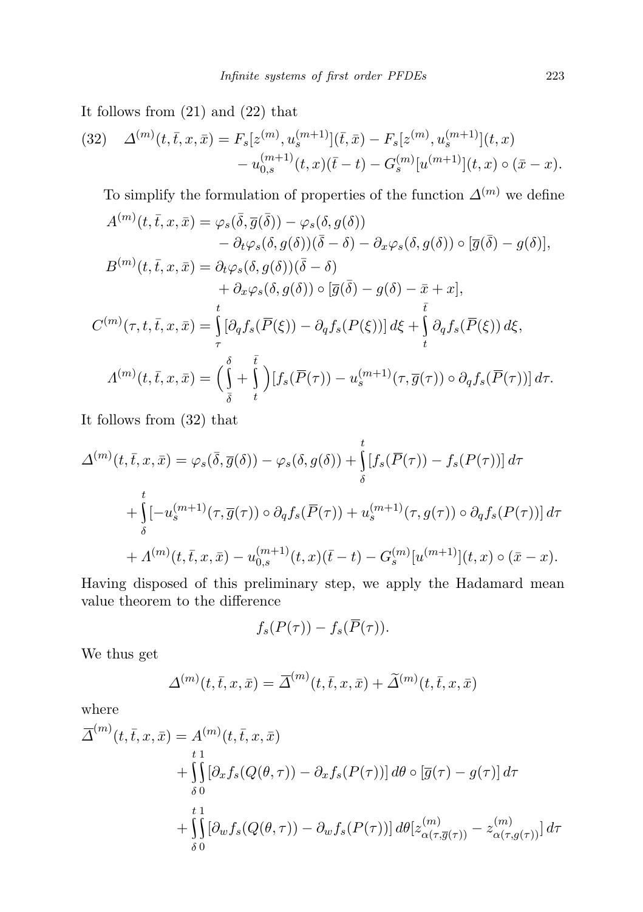It follows from (21) and (22) that

$$(32)\quad \Delta^{(m)}(t,\bar t,x,\bar x) = F_s[z^{(m)},u_s^{(m+1)}](\bar t,\bar x) - F_s[z^{(m)},u_s^{(m+1)}](t,x) - u_{0,s}^{(m+1)}(t,x)(\bar t - t) - G_s^{(m)}[u^{(m+1)}](t,x)\circ(\bar x - x).$$

To simplify the formulation of properties of the function $\Delta^{(m)}$ we define

$$\begin{aligned}
A^{(m)}(t,\bar t,x,\bar x) &= \varphi_s(\bar\delta,\overline g(\bar\delta)) - \varphi_s(\delta,g(\delta)) \\
&\quad - \partial_t\varphi_s(\delta,g(\delta))(\bar\delta-\delta) - \partial_x\varphi_s(\delta,g(\delta))\circ[\overline g(\bar\delta)-g(\delta)],\\
B^{(m)}(t,\bar t,x,\bar x) &= \partial_t\varphi_s(\delta,g(\delta))(\bar\delta-\delta) \\
&\quad + \partial_x\varphi_s(\delta,g(\delta))\circ[\overline g(\bar\delta)-g(\delta)-\bar x + x],\\
C^{(m)}(\tau,t,\bar t,x,\bar x) &= \int_\tau^t [\partial_q f_s(\overline P(\xi)) - \partial_q f_s(P(\xi))]\,d\xi + \int_t^{\bar t}\partial_q f_s(\overline P(\xi))\,d\xi,\\
\Lambda^{(m)}(t,\bar t,x,\bar x) &= \Big(\int_{\bar\delta}^{\delta} + \int_t^{\bar t}\Big)[f_s(\overline P(\tau)) - u_s^{(m+1)}(\tau,\overline g(\tau))\circ\partial_q f_s(\overline P(\tau))]\,d\tau.
\end{aligned}$$

It follows from (32) that

$$\begin{aligned}
\Delta^{(m)}(t,\bar t,x,\bar x) &= \varphi_s(\bar\delta,\overline g(\delta)) - \varphi_s(\delta,g(\delta)) + \int_\delta^t [f_s(\overline P(\tau)) - f_s(P(\tau))]\,d\tau\\
&\quad + \int_\delta^t [-u_s^{(m+1)}(\tau,\overline g(\tau))\circ\partial_q f_s(\overline P(\tau)) + u_s^{(m+1)}(\tau,g(\tau))\circ\partial_q f_s(P(\tau))]\,d\tau\\
&\quad + \Lambda^{(m)}(t,\bar t,x,\bar x) - u_{0,s}^{(m+1)}(t,x)(\bar t-t) - G_s^{(m)}[u^{(m+1)}](t,x)\circ(\bar x - x).
\end{aligned}$$

Having disposed of this preliminary step, we apply the Hadamard mean value theorem to the difference

$$f_s(P(\tau)) - f_s(\overline P(\tau)).$$

We thus get

$$\Delta^{(m)}(t,\bar t,x,\bar x) = \overline\Delta^{(m)}(t,\bar t,x,\bar x) + \widetilde\Delta^{(m)}(t,\bar t,x,\bar x)$$

where

$$\begin{aligned}
\overline\Delta^{(m)}(t,\bar t,x,\bar x) &= A^{(m)}(t,\bar t,x,\bar x)\\
&\quad + \int_\delta^t\int_0^1 [\partial_x f_s(Q(\theta,\tau)) - \partial_x f_s(P(\tau))]\,d\theta\circ[\overline g(\tau)-g(\tau)]\,d\tau\\
&\quad + \int_\delta^t\int_0^1 [\partial_w f_s(Q(\theta,\tau)) - \partial_w f_s(P(\tau))]\,d\theta[z^{(m)}_{\alpha(\tau,\overline g(\tau))} - z^{(m)}_{\alpha(\tau,g(\tau))}]\,d\tau
\end{aligned}$$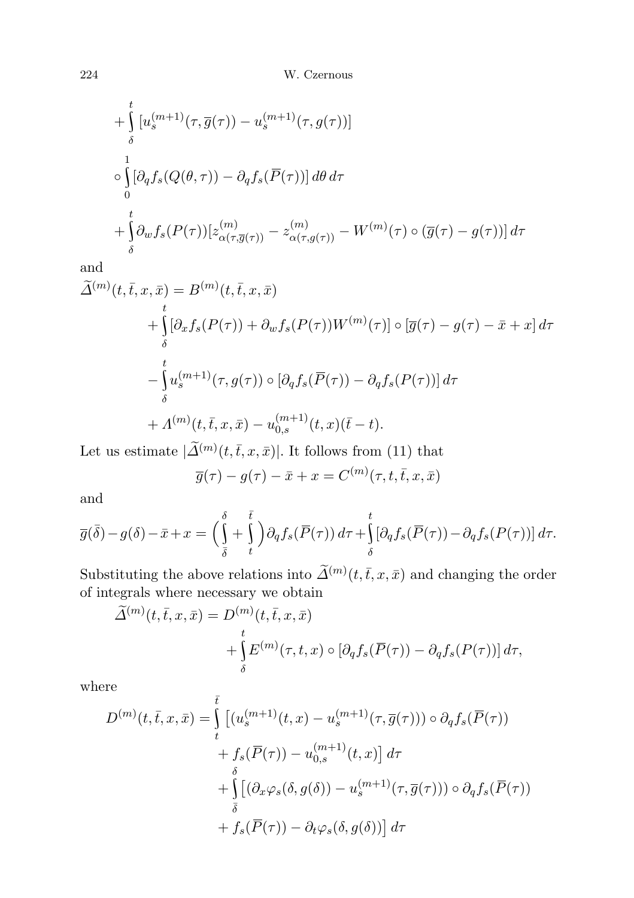$$+\int_{\delta}^{t} [u_s^{(m+1)}(\tau,\overline{g}(\tau)) - u_s^{(m+1)}(\tau,g(\tau))]$$

$$\circ \int_{0}^{1} [\partial_q f_s(Q(\theta,\tau)) - \partial_q f_s(\overline{P}(\tau))]\, d\theta\, d\tau$$

$$+\int_{\delta}^{t} \partial_w f_s(P(\tau))[z^{(m)}_{\alpha(\tau,\overline{g}(\tau))} - z^{(m)}_{\alpha(\tau,g(\tau))} - W^{(m)}(\tau)\circ(\overline{g}(\tau)-g(\tau))]\, d\tau$$

and

$$\begin{aligned}
\widetilde{\Delta}^{(m)}(t,\bar{t},x,\bar{x}) = {} & B^{(m)}(t,\bar{t},x,\bar{x}) \\
& + \int_{\delta}^{t} [\partial_x f_s(P(\tau)) + \partial_w f_s(P(\tau))W^{(m)}(\tau)] \circ [\overline{g}(\tau) - g(\tau) - \bar{x} + x]\, d\tau \\
& - \int_{\delta}^{t} u_s^{(m+1)}(\tau,g(\tau)) \circ [\partial_q f_s(\overline{P}(\tau)) - \partial_q f_s(P(\tau))]\, d\tau \\
& + \Lambda^{(m)}(t,\bar{t},x,\bar{x}) - u_{0,s}^{(m+1)}(t,x)(\bar{t}-t).
\end{aligned}$$

Let us estimate $|\widetilde{\Delta}^{(m)}(t,\bar{t},x,\bar{x})|$. It follows from (11) that

$$\overline{g}(\tau) - g(\tau) - \bar{x} + x = C^{(m)}(\tau,t,\bar{t},x,\bar{x})$$

and

$$\overline{g}(\bar{\delta}) - g(\delta) - \bar{x} + x = \Big(\int_{\bar{\delta}}^{\delta} + \int_{t}^{\bar{t}}\Big)\partial_q f_s(\overline{P}(\tau))\, d\tau + \int_{\delta}^{t} [\partial_q f_s(\overline{P}(\tau)) - \partial_q f_s(P(\tau))]\, d\tau.$$

Substituting the above relations into $\widetilde{\Delta}^{(m)}(t,\bar{t},x,\bar{x})$ and changing the order of integrals where necessary we obtain

$$\begin{aligned}
\widetilde{\Delta}^{(m)}(t,\bar{t},x,\bar{x}) = {} & D^{(m)}(t,\bar{t},x,\bar{x}) \\
& + \int_{\delta}^{t} E^{(m)}(\tau,t,x) \circ [\partial_q f_s(\overline{P}(\tau)) - \partial_q f_s(P(\tau))]\, d\tau,
\end{aligned}$$

where

$$\begin{aligned}
D^{(m)}(t,\bar{t},x,\bar{x}) = {} & \int_{t}^{\bar{t}} \big[(u_s^{(m+1)}(t,x) - u_s^{(m+1)}(\tau,\overline{g}(\tau))) \circ \partial_q f_s(\overline{P}(\tau)) \\
& + f_s(\overline{P}(\tau)) - u_{0,s}^{(m+1)}(t,x)\big]\, d\tau \\
& + \int_{\bar{\delta}}^{\delta} \big[(\partial_x \varphi_s(\delta,g(\delta)) - u_s^{(m+1)}(\tau,\overline{g}(\tau))) \circ \partial_q f_s(\overline{P}(\tau)) \\
& + f_s(\overline{P}(\tau)) - \partial_t \varphi_s(\delta,g(\delta))\big]\, d\tau
\end{aligned}$$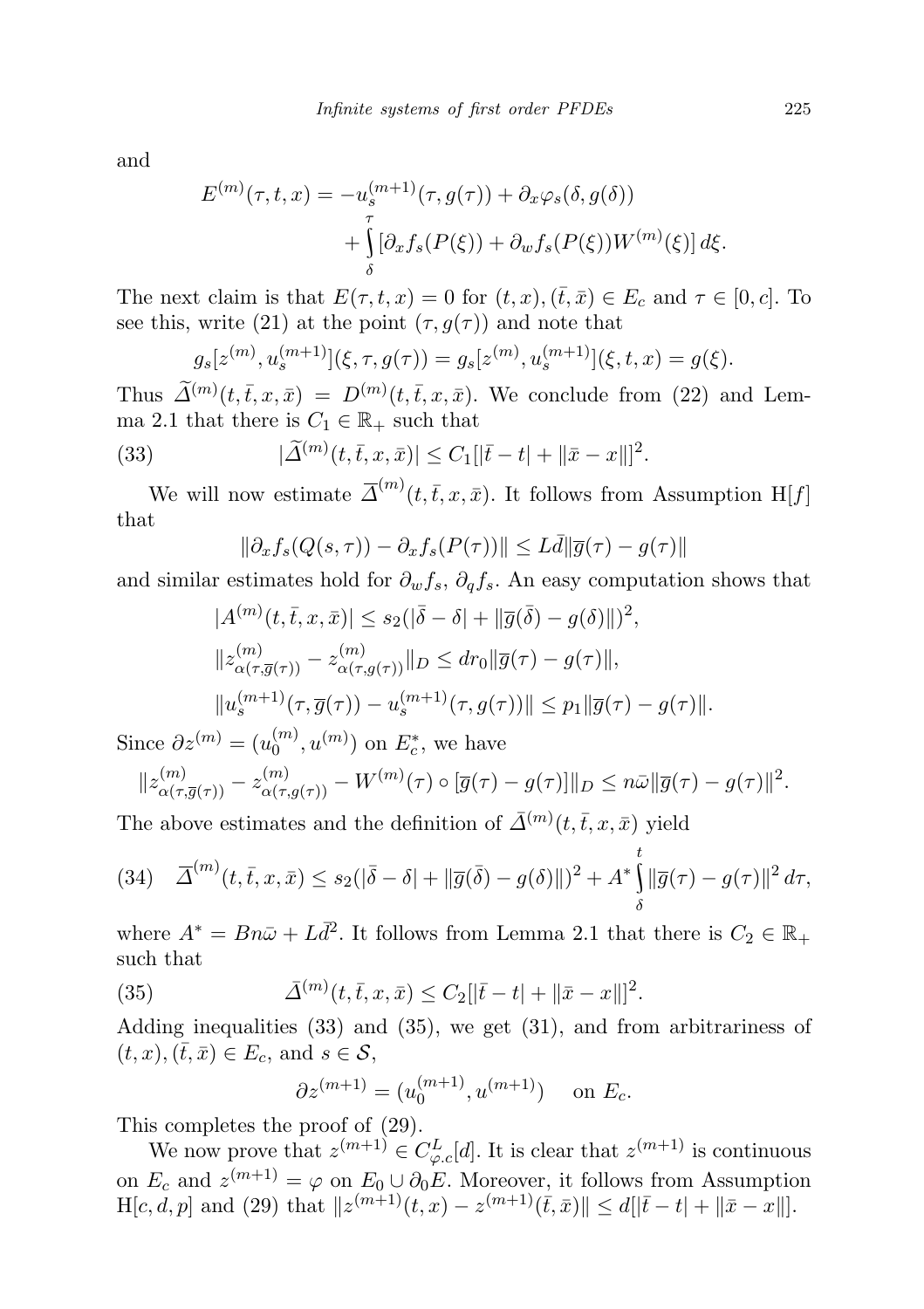and

$$E^{(m)}(\tau,t,x) = -u_s^{(m+1)}(\tau,g(\tau)) + \partial_x\varphi_s(\delta,g(\delta)) + \int_\delta^\tau [\partial_x f_s(P(\xi)) + \partial_w f_s(P(\xi))W^{(m)}(\xi)]\,d\xi.$$

The next claim is that $E(\tau,t,x) = 0$ for $(t,x),(\bar t,\bar x) \in E_c$ and $\tau \in [0,c]$. To see this, write (21) at the point $(\tau,g(\tau))$ and note that

$$g_s[z^{(m)},u_s^{(m+1)}](\xi,\tau,g(\tau)) = g_s[z^{(m)},u_s^{(m+1)}](\xi,t,x) = g(\xi).$$

Thus $\widetilde{\Delta}^{(m)}(t,\bar t,x,\bar x) = D^{(m)}(t,\bar t,x,\bar x)$. We conclude from (22) and Lemma 2.1 that there is $C_1 \in \mathbb{R}_+$ such that

$$|\widetilde{\Delta}^{(m)}(t,\bar t,x,\bar x)| \le C_1[|\bar t - t| + \|\bar x - x\|]^2. \tag{33}$$

We will now estimate $\overline{\Delta}^{(m)}(t,\bar t,x,\bar x)$. It follows from Assumption H$[f]$ that

$$\|\partial_x f_s(Q(s,\tau)) - \partial_x f_s(P(\tau))\| \le L\bar d\|\overline{g}(\tau) - g(\tau)\|$$

and similar estimates hold for $\partial_w f_s$, $\partial_q f_s$. An easy computation shows that

$$|A^{(m)}(t,\bar t,x,\bar x)| \le s_2(|\bar\delta - \delta| + \|\overline{g}(\bar\delta) - g(\delta)\|)^2,$$

$$\|z^{(m)}_{\alpha(\tau,\overline{g}(\tau))} - z^{(m)}_{\alpha(\tau,g(\tau))}\|_D \le dr_0\|\overline{g}(\tau) - g(\tau)\|,$$

$$\|u_s^{(m+1)}(\tau,\overline{g}(\tau)) - u_s^{(m+1)}(\tau,g(\tau))\| \le p_1\|\overline{g}(\tau) - g(\tau)\|.$$

Since $\partial z^{(m)} = (u_0^{(m)},u^{(m)})$ on $E_c^*$, we have

$$\|z^{(m)}_{\alpha(\tau,\overline{g}(\tau))} - z^{(m)}_{\alpha(\tau,g(\tau))} - W^{(m)}(\tau)\circ[\overline{g}(\tau) - g(\tau)]\|_D \le n\bar\omega\|\overline{g}(\tau) - g(\tau)\|^2.$$

The above estimates and the definition of $\bar\Delta^{(m)}(t,\bar t,x,\bar x)$ yield

$$\overline{\Delta}^{(m)}(t,\bar t,x,\bar x) \le s_2(|\bar\delta - \delta| + \|\overline{g}(\bar\delta) - g(\delta)\|)^2 + A^*\int_\delta^t \|\overline{g}(\tau) - g(\tau)\|^2\,d\tau, \tag{34}$$

where $A^* = Bn\bar\omega + L\bar d^2$. It follows from Lemma 2.1 that there is $C_2 \in \mathbb{R}_+$ such that

$$\bar\Delta^{(m)}(t,\bar t,x,\bar x) \le C_2[|\bar t - t| + \|\bar x - x\|]^2. \tag{35}$$

Adding inequalities (33) and (35), we get (31), and from arbitrariness of $(t,x),(\bar t,\bar x) \in E_c$, and $s \in \mathcal{S}$,

$$\partial z^{(m+1)} = (u_0^{(m+1)},u^{(m+1)}) \quad \text{on } E_c.$$

This completes the proof of (29).

We now prove that $z^{(m+1)} \in C^L_{\varphi.c}[d]$. It is clear that $z^{(m+1)}$ is continuous on $E_c$ and $z^{(m+1)} = \varphi$ on $E_0 \cup \partial_0 E$. Moreover, it follows from Assumption H$[c,d,p]$ and (29) that $\|z^{(m+1)}(t,x) - z^{(m+1)}(\bar t,\bar x)\| \le d[|\bar t - t| + \|\bar x - x\|]$.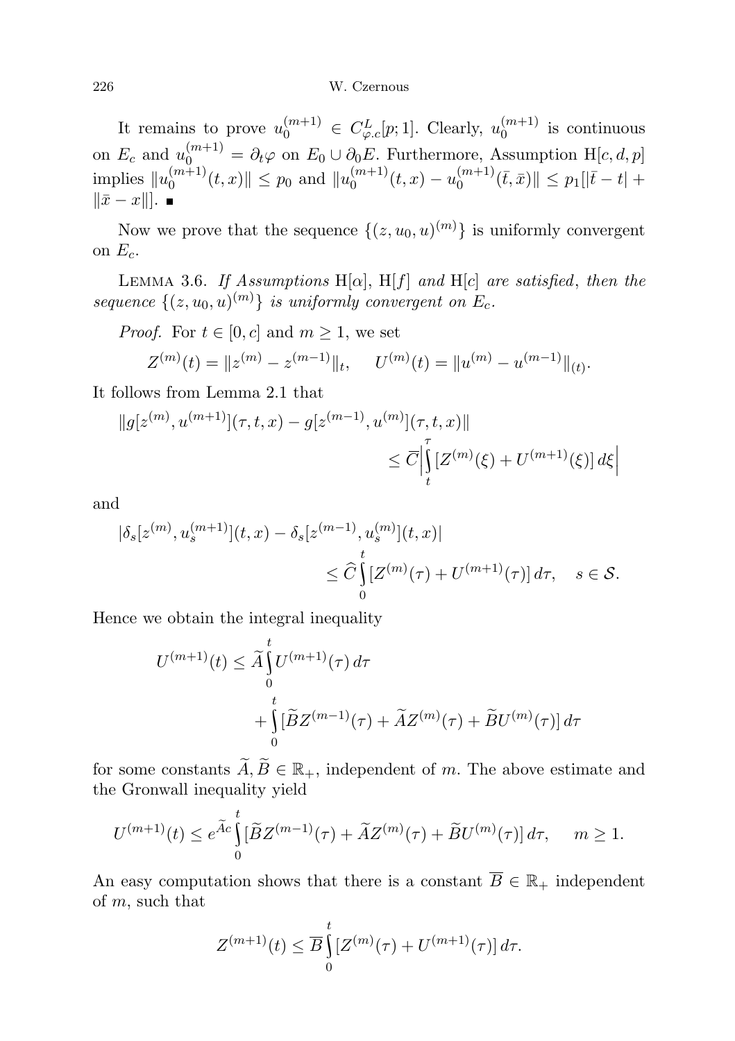It remains to prove $u_0^{(m+1)} \in C^L_{\varphi.c}[p;1]$. Clearly, $u_0^{(m+1)}$ is continuous on $E_c$ and $u_0^{(m+1)} = \partial_t \varphi$ on $E_0 \cup \partial_0 E$. Furthermore, Assumption H$[c,d,p]$ implies $\|u_0^{(m+1)}(t,x)\| \le p_0$ and $\|u_0^{(m+1)}(t,x) - u_0^{(m+1)}(\bar{t},\bar{x})\| \le p_1[|\bar{t}-t| + \|\bar{x}-x\|]$. ∎

Now we prove that the sequence $\{(z,u_0,u)^{(m)}\}$ is uniformly convergent on $E_c$.

Lemma 3.6. *If Assumptions* H$[\alpha]$, H$[f]$ *and* H$[c]$ *are satisfied, then the sequence* $\{(z,u_0,u)^{(m)}\}$ *is uniformly convergent on* $E_c$.

*Proof.* For $t \in [0,c]$ and $m \ge 1$, we set

$$Z^{(m)}(t) = \|z^{(m)} - z^{(m-1)}\|_t, \qquad U^{(m)}(t) = \|u^{(m)} - u^{(m-1)}\|_{(t)}.$$

It follows from Lemma 2.1 that

$$\|g[z^{(m)},u^{(m+1)}](\tau,t,x) - g[z^{(m-1)},u^{(m)}](\tau,t,x)\| \le \overline{C}\Big|\int_t^\tau [Z^{(m)}(\xi) + U^{(m+1)}(\xi)]\,d\xi\Big|$$

and

$$|\delta_s[z^{(m)},u_s^{(m+1)}](t,x) - \delta_s[z^{(m-1)},u_s^{(m)}](t,x)| \le \widehat{C}\int_0^t [Z^{(m)}(\tau) + U^{(m+1)}(\tau)]\,d\tau, \quad s \in \mathcal{S}.$$

Hence we obtain the integral inequality

$$U^{(m+1)}(t) \le \widetilde{A}\int_0^t U^{(m+1)}(\tau)\,d\tau + \int_0^t [\widetilde{B}Z^{(m-1)}(\tau) + \widetilde{A}Z^{(m)}(\tau) + \widetilde{B}U^{(m)}(\tau)]\,d\tau$$

for some constants $\widetilde{A}, \widetilde{B} \in \mathbb{R}_+$, independent of $m$. The above estimate and the Gronwall inequality yield

$$U^{(m+1)}(t) \le e^{\widetilde{A}c}\int_0^t [\widetilde{B}Z^{(m-1)}(\tau) + \widetilde{A}Z^{(m)}(\tau) + \widetilde{B}U^{(m)}(\tau)]\,d\tau, \qquad m \ge 1.$$

An easy computation shows that there is a constant $\overline{B} \in \mathbb{R}_+$ independent of $m$, such that

$$Z^{(m+1)}(t) \le \overline{B}\int_0^t [Z^{(m)}(\tau) + U^{(m+1)}(\tau)]\,d\tau.$$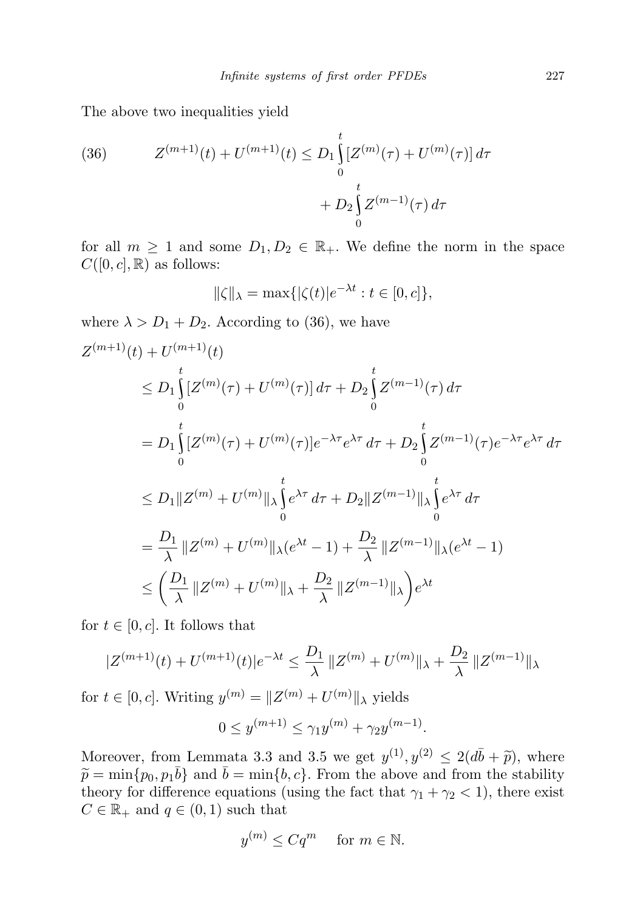The above two inequalities yield

$$Z^{(m+1)}(t) + U^{(m+1)}(t) \leq D_1 \int_0^t [Z^{(m)}(\tau) + U^{(m)}(\tau)]\, d\tau + D_2 \int_0^t Z^{(m-1)}(\tau)\, d\tau \tag{36}$$

for all $m \geq 1$ and some $D_1, D_2 \in \mathbb{R}_+$. We define the norm in the space $C([0,c],\mathbb{R})$ as follows:

$$\|\zeta\|_\lambda = \max\{|\zeta(t)|e^{-\lambda t} : t \in [0,c]\},$$

where $\lambda > D_1 + D_2$. According to (36), we have

$$\begin{aligned}
Z^{(m+1)}&(t) + U^{(m+1)}(t) \\
&\leq D_1 \int_0^t [Z^{(m)}(\tau) + U^{(m)}(\tau)]\, d\tau + D_2 \int_0^t Z^{(m-1)}(\tau)\, d\tau \\
&= D_1 \int_0^t [Z^{(m)}(\tau) + U^{(m)}(\tau)]e^{-\lambda\tau}e^{\lambda\tau}\, d\tau + D_2 \int_0^t Z^{(m-1)}(\tau)e^{-\lambda\tau}e^{\lambda\tau}\, d\tau \\
&\leq D_1 \|Z^{(m)} + U^{(m)}\|_\lambda \int_0^t e^{\lambda\tau}\, d\tau + D_2 \|Z^{(m-1)}\|_\lambda \int_0^t e^{\lambda\tau}\, d\tau \\
&= \frac{D_1}{\lambda}\, \|Z^{(m)} + U^{(m)}\|_\lambda (e^{\lambda t} - 1) + \frac{D_2}{\lambda}\, \|Z^{(m-1)}\|_\lambda (e^{\lambda t} - 1) \\
&\leq \bigg(\frac{D_1}{\lambda}\, \|Z^{(m)} + U^{(m)}\|_\lambda + \frac{D_2}{\lambda}\, \|Z^{(m-1)}\|_\lambda\bigg) e^{\lambda t}
\end{aligned}$$

for $t \in [0,c]$. It follows that

$$|Z^{(m+1)}(t) + U^{(m+1)}(t)|e^{-\lambda t} \leq \frac{D_1}{\lambda}\, \|Z^{(m)} + U^{(m)}\|_\lambda + \frac{D_2}{\lambda}\, \|Z^{(m-1)}\|_\lambda$$

for $t \in [0,c]$. Writing $y^{(m)} = \|Z^{(m)} + U^{(m)}\|_\lambda$ yields

$$0 \leq y^{(m+1)} \leq \gamma_1 y^{(m)} + \gamma_2 y^{(m-1)}.$$

Moreover, from Lemmata 3.3 and 3.5 we get $y^{(1)}, y^{(2)} \leq 2(d\bar{b} + \widetilde{p})$, where $\widetilde{p} = \min\{p_0, p_1\bar{b}\}$ and $\bar{b} = \min\{b, c\}$. From the above and from the stability theory for difference equations (using the fact that $\gamma_1 + \gamma_2 < 1$), there exist $C \in \mathbb{R}_+$ and $q \in (0,1)$ such that

$$y^{(m)} \leq Cq^m \quad \text{ for } m \in \mathbb{N}.$$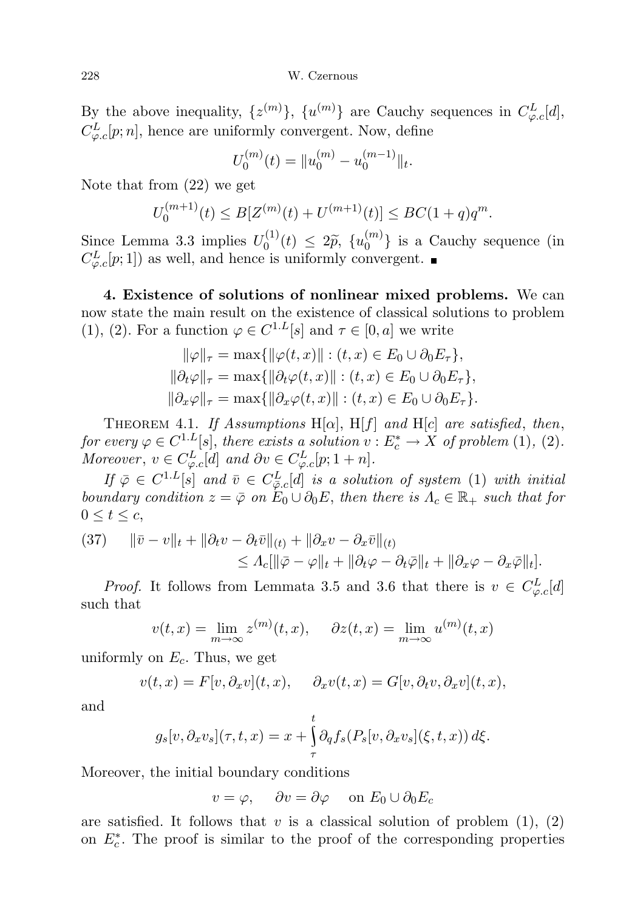By the above inequality, $\{z^{(m)}\}$, $\{u^{(m)}\}$ are Cauchy sequences in $C^L_{\varphi.c}[d]$, $C^L_{\varphi.c}[p;n]$, hence are uniformly convergent. Now, define

$$U_0^{(m)}(t) = \|u_0^{(m)} - u_0^{(m-1)}\|_t.$$

Note that from (22) we get

$$U_0^{(m+1)}(t) \le B[Z^{(m)}(t) + U^{(m+1)}(t)] \le BC(1+q)q^m.$$

Since Lemma 3.3 implies $U_0^{(1)}(t) \le 2\widetilde{p}$, $\{u_0^{(m)}\}$ is a Cauchy sequence (in $C^L_{\varphi.c}[p;1]$) as well, and hence is uniformly convergent. ∎

**4. Existence of solutions of nonlinear mixed problems.** We can now state the main result on the existence of classical solutions to problem (1), (2). For a function $\varphi \in C^{1.L}[s]$ and $\tau \in [0,a]$ we write

$$\|\varphi\|_\tau = \max\{\|\varphi(t,x)\| : (t,x) \in E_0 \cup \partial_0 E_\tau\},$$
$$\|\partial_t\varphi\|_\tau = \max\{\|\partial_t\varphi(t,x)\| : (t,x) \in E_0 \cup \partial_0 E_\tau\},$$
$$\|\partial_x\varphi\|_\tau = \max\{\|\partial_x\varphi(t,x)\| : (t,x) \in E_0 \cup \partial_0 E_\tau\}.$$

Theorem 4.1. *If Assumptions* H$[\alpha]$, H$[f]$ *and* H$[c]$ *are satisfied*, *then*, *for every* $\varphi \in C^{1.L}[s]$, *there exists a solution* $v : E_c^* \to X$ *of problem* (1), (2). *Moreover*, $v \in C^L_{\varphi.c}[d]$ *and* $\partial v \in C^L_{\varphi.c}[p;1+n]$.

*If* $\bar{\varphi} \in C^{1.L}[s]$ *and* $\bar{v} \in C^L_{\bar{\varphi}.c}[d]$ *is a solution of system* (1) *with initial boundary condition* $z = \bar{\varphi}$ *on* $E_0 \cup \partial_0 E$, *then there is* $\Lambda_c \in \mathbb{R}_+$ *such that for* $0 \le t \le c$,

$$\begin{aligned}(37)\quad \|\bar{v} - v\|_t + \|\partial_t v - \partial_t\bar{v}\|_{(t)} + \|\partial_x v - \partial_x\bar{v}\|_{(t)} \\ \le \Lambda_c[\|\bar{\varphi} - \varphi\|_t + \|\partial_t\varphi - \partial_t\bar{\varphi}\|_t + \|\partial_x\varphi - \partial_x\bar{\varphi}\|_t].\end{aligned}$$

*Proof.* It follows from Lemmata 3.5 and 3.6 that there is $v \in C^L_{\varphi.c}[d]$ such that

$$v(t,x) = \lim_{m\to\infty} z^{(m)}(t,x), \quad \partial z(t,x) = \lim_{m\to\infty} u^{(m)}(t,x)$$

uniformly on $E_c$. Thus, we get

$$v(t,x) = F[v, \partial_x v](t,x), \quad \partial_x v(t,x) = G[v, \partial_t v, \partial_x v](t,x),$$

and

$$g_s[v, \partial_x v_s](\tau,t,x) = x + \int_\tau^t \partial_q f_s(P_s[v, \partial_x v_s](\xi,t,x))\,d\xi.$$

Moreover, the initial boundary conditions

$$v = \varphi, \quad \partial v = \partial\varphi \quad \text{on } E_0 \cup \partial_0 E_c$$

are satisfied. It follows that $v$ is a classical solution of problem (1), (2) on $E_c^*$. The proof is similar to the proof of the corresponding properties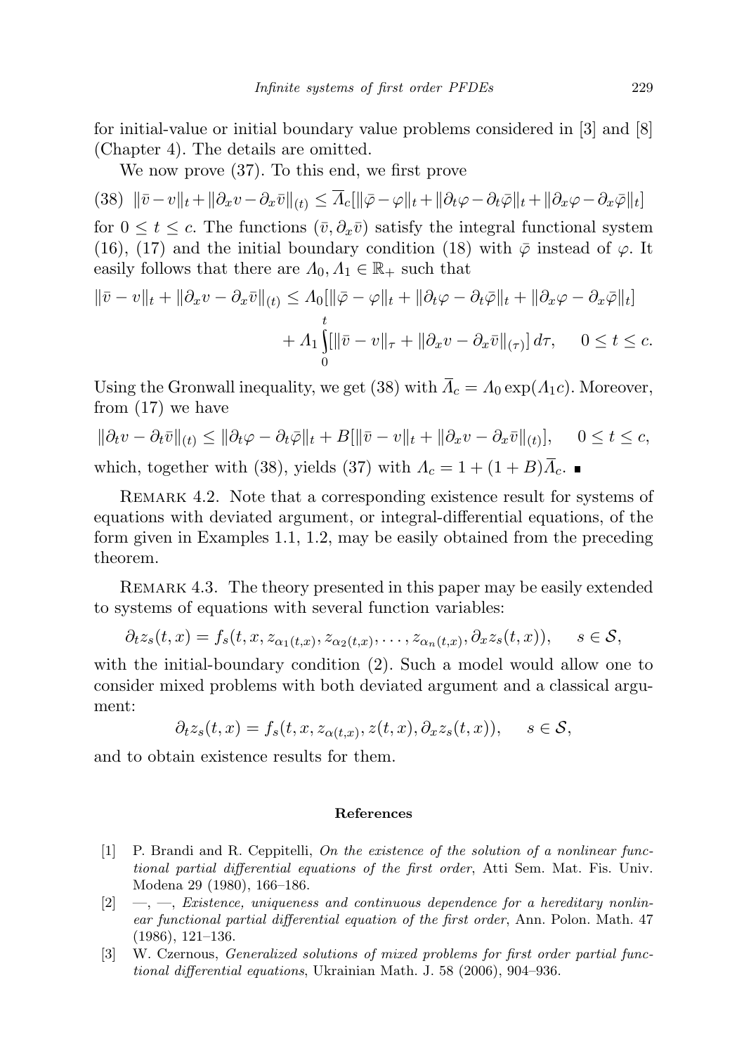for initial-value or initial boundary value problems considered in [3] and [8] (Chapter 4). The details are omitted.

We now prove (37). To this end, we first prove

$$(38)\quad \|\bar{v}-v\|_t+\|\partial_x v-\partial_x\bar{v}\|_{(t)} \le \overline{\Lambda}_c[\|\bar{\varphi}-\varphi\|_t+\|\partial_t\varphi-\partial_t\bar{\varphi}\|_t+\|\partial_x\varphi-\partial_x\bar{\varphi}\|_t]$$

for $0 \le t \le c$. The functions $(\bar{v}, \partial_x\bar{v})$ satisfy the integral functional system (16), (17) and the initial boundary condition (18) with $\bar{\varphi}$ instead of $\varphi$. It easily follows that there are $\Lambda_0, \Lambda_1 \in \mathbb{R}_+$ such that

$$\|\bar{v}-v\|_t+\|\partial_x v-\partial_x\bar{v}\|_{(t)} \le \Lambda_0[\|\bar{\varphi}-\varphi\|_t+\|\partial_t\varphi-\partial_t\bar{\varphi}\|_t+\|\partial_x\varphi-\partial_x\bar{\varphi}\|_t] + \Lambda_1\int_0^t[\|\bar{v}-v\|_\tau+\|\partial_x v-\partial_x\bar{v}\|_{(\tau)}]\,d\tau, \quad 0 \le t \le c.$$

Using the Gronwall inequality, we get (38) with $\overline{\Lambda}_c = \Lambda_0\exp(\Lambda_1 c)$. Moreover, from (17) we have

$$\|\partial_t v-\partial_t\bar{v}\|_{(t)} \le \|\partial_t\varphi-\partial_t\bar{\varphi}\|_t + B[\|\bar{v}-v\|_t+\|\partial_x v-\partial_x\bar{v}\|_{(t)}], \quad 0 \le t \le c,$$

which, together with (38), yields (37) with $\Lambda_c = 1+(1+B)\overline{\Lambda}_c$. ∎

Remark 4.2. Note that a corresponding existence result for systems of equations with deviated argument, or integral-differential equations, of the form given in Examples 1.1, 1.2, may be easily obtained from the preceding theorem.

Remark 4.3. The theory presented in this paper may be easily extended to systems of equations with several function variables:

$$\partial_t z_s(t,x) = f_s(t,x,z_{\alpha_1(t,x)}, z_{\alpha_2(t,x)}, \ldots, z_{\alpha_n(t,x)}, \partial_x z_s(t,x)), \quad s \in \mathcal{S},$$

with the initial-boundary condition (2). Such a model would allow one to consider mixed problems with both deviated argument and a classical argument:

$$\partial_t z_s(t,x) = f_s(t,x,z_{\alpha(t,x)}, z(t,x), \partial_x z_s(t,x)), \quad s \in \mathcal{S},$$

and to obtain existence results for them.

## References

[1] P. Brandi and R. Ceppitelli, *On the existence of the solution of a nonlinear functional partial differential equations of the first order*, Atti Sem. Mat. Fis. Univ. Modena 29 (1980), 166–186.

[2] —, —, *Existence, uniqueness and continuous dependence for a hereditary nonlinear functional partial differential equation of the first order*, Ann. Polon. Math. 47 (1986), 121–136.

[3] W. Czernous, *Generalized solutions of mixed problems for first order partial functional differential equations*, Ukrainian Math. J. 58 (2006), 904–936.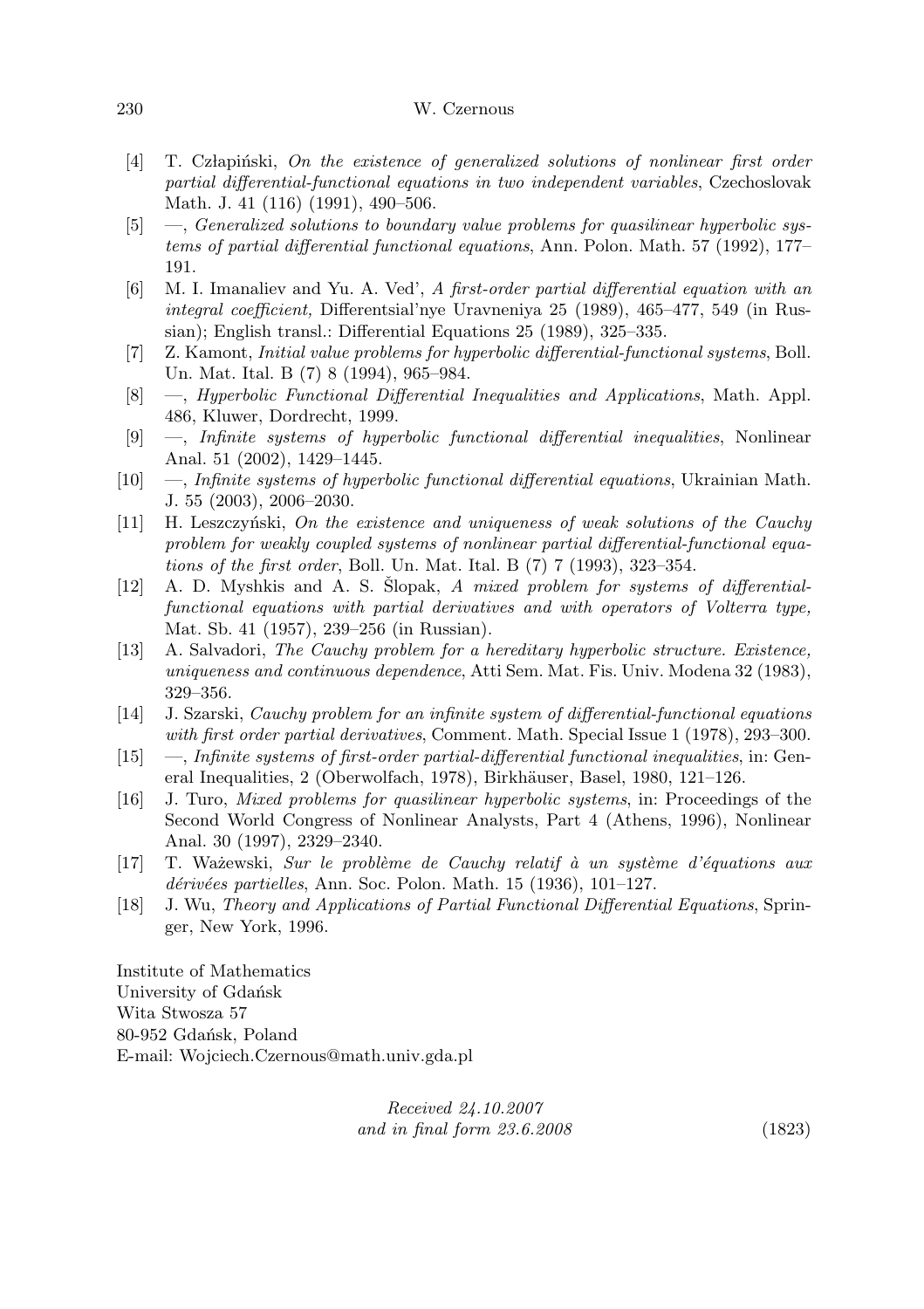[4] T. Człapiński, *On the existence of generalized solutions of nonlinear first order partial differential-functional equations in two independent variables*, Czechoslovak Math. J. 41 (116) (1991), 490–506.

[5] —, *Generalized solutions to boundary value problems for quasilinear hyperbolic systems of partial differential functional equations*, Ann. Polon. Math. 57 (1992), 177–191.

[6] M. I. Imanaliev and Yu. A. Ved', *A first-order partial differential equation with an integral coefficient,* Differentsial'nye Uravneniya 25 (1989), 465–477, 549 (in Russian); English transl.: Differential Equations 25 (1989), 325–335.

[7] Z. Kamont, *Initial value problems for hyperbolic differential-functional systems*, Boll. Un. Mat. Ital. B (7) 8 (1994), 965–984.

[8] —, *Hyperbolic Functional Differential Inequalities and Applications*, Math. Appl. 486, Kluwer, Dordrecht, 1999.

[9] —, *Infinite systems of hyperbolic functional differential inequalities*, Nonlinear Anal. 51 (2002), 1429–1445.

[10] —, *Infinite systems of hyperbolic functional differential equations*, Ukrainian Math. J. 55 (2003), 2006–2030.

[11] H. Leszczyński, *On the existence and uniqueness of weak solutions of the Cauchy problem for weakly coupled systems of nonlinear partial differential-functional equations of the first order*, Boll. Un. Mat. Ital. B (7) 7 (1993), 323–354.

[12] A. D. Myshkis and A. S. Šlopak, *A mixed problem for systems of differential-functional equations with partial derivatives and with operators of Volterra type,* Mat. Sb. 41 (1957), 239–256 (in Russian).

[13] A. Salvadori, *The Cauchy problem for a hereditary hyperbolic structure. Existence, uniqueness and continuous dependence*, Atti Sem. Mat. Fis. Univ. Modena 32 (1983), 329–356.

[14] J. Szarski, *Cauchy problem for an infinite system of differential-functional equations with first order partial derivatives*, Comment. Math. Special Issue 1 (1978), 293–300.

[15] —, *Infinite systems of first-order partial-differential functional inequalities*, in: General Inequalities, 2 (Oberwolfach, 1978), Birkhäuser, Basel, 1980, 121–126.

[16] J. Turo, *Mixed problems for quasilinear hyperbolic systems*, in: Proceedings of the Second World Congress of Nonlinear Analysts, Part 4 (Athens, 1996), Nonlinear Anal. 30 (1997), 2329–2340.

[17] T. Ważewski, *Sur le problème de Cauchy relatif à un système d'équations aux dérivées partielles*, Ann. Soc. Polon. Math. 15 (1936), 101–127.

[18] J. Wu, *Theory and Applications of Partial Functional Differential Equations*, Springer, New York, 1996.

Institute of Mathematics
University of Gdańsk
Wita Stwosza 57
80-952 Gdańsk, Poland
E-mail: Wojciech.Czernous@math.univ.gda.pl

*Received 24.10.2007*
*and in final form 23.6.2008* (1823)